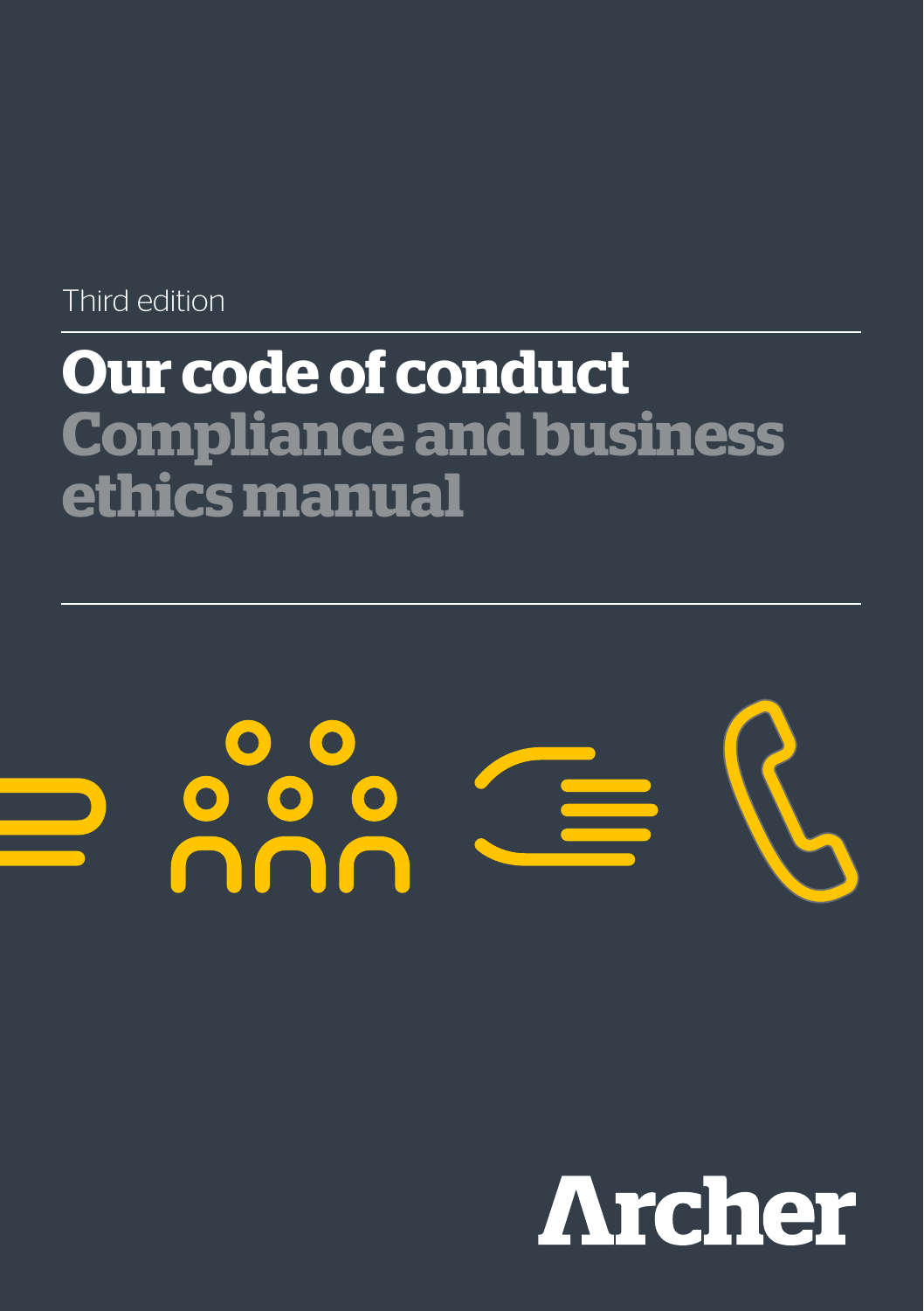Third edition

# Our code of conduct
## Compliance and business ethics manual

Archer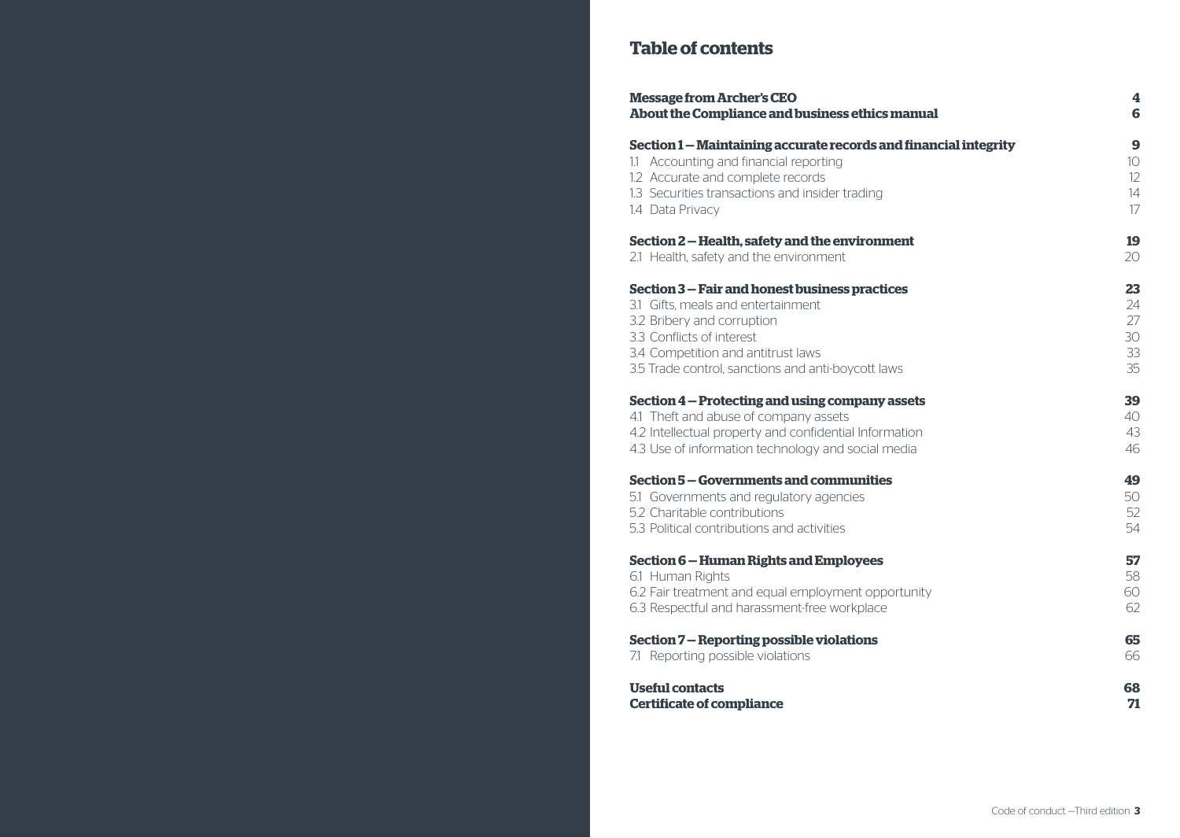# Table of contents

| | |
|---|---|
| **Message from Archer's CEO** | **4** |
| **About the Compliance and business ethics manual** | **6** |
| **Section 1 – Maintaining accurate records and financial integrity** | **9** |
| 1.1 Accounting and financial reporting | 10 |
| 1.2 Accurate and complete records | 12 |
| 1.3 Securities transactions and insider trading | 14 |
| 1.4 Data Privacy | 17 |
| **Section 2 – Health, safety and the environment** | **19** |
| 2.1 Health, safety and the environment | 20 |
| **Section 3 – Fair and honest business practices** | **23** |
| 3.1 Gifts, meals and entertainment | 24 |
| 3.2 Bribery and corruption | 27 |
| 3.3 Conflicts of interest | 30 |
| 3.4 Competition and antitrust laws | 33 |
| 3.5 Trade control, sanctions and anti-boycott laws | 35 |
| **Section 4 – Protecting and using company assets** | **39** |
| 4.1 Theft and abuse of company assets | 40 |
| 4.2 Intellectual property and confidential Information | 43 |
| 4.3 Use of information technology and social media | 46 |
| **Section 5 – Governments and communities** | **49** |
| 5.1 Governments and regulatory agencies | 50 |
| 5.2 Charitable contributions | 52 |
| 5.3 Political contributions and activities | 54 |
| **Section 6 – Human Rights and Employees** | **57** |
| 6.1 Human Rights | 58 |
| 6.2 Fair treatment and equal employment opportunity | 60 |
| 6.3 Respectful and harassment-free workplace | 62 |
| **Section 7 – Reporting possible violations** | **65** |
| 7.1 Reporting possible violations | 66 |
| **Useful contacts** | **68** |
| **Certificate of compliance** | **71** |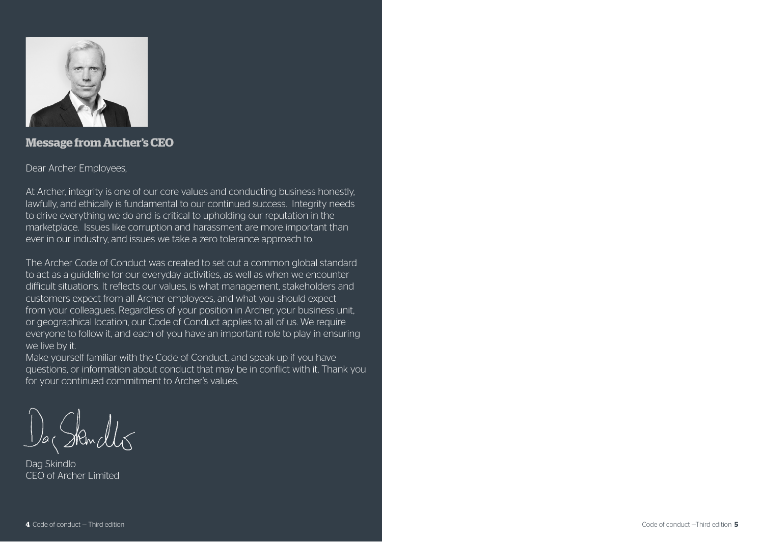## Message from Archer's CEO

Dear Archer Employees,

At Archer, integrity is one of our core values and conducting business honestly, lawfully, and ethically is fundamental to our continued success. Integrity needs to drive everything we do and is critical to upholding our reputation in the marketplace. Issues like corruption and harassment are more important than ever in our industry, and issues we take a zero tolerance approach to.

The Archer Code of Conduct was created to set out a common global standard to act as a guideline for our everyday activities, as well as when we encounter difficult situations. It reflects our values, is what management, stakeholders and customers expect from all Archer employees, and what you should expect from your colleagues. Regardless of your position in Archer, your business unit, or geographical location, our Code of Conduct applies to all of us. We require everyone to follow it, and each of you have an important role to play in ensuring we live by it.

Make yourself familiar with the Code of Conduct, and speak up if you have questions, or information about conduct that may be in conflict with it. Thank you for your continued commitment to Archer's values.

Dag Skindlo
CEO of Archer Limited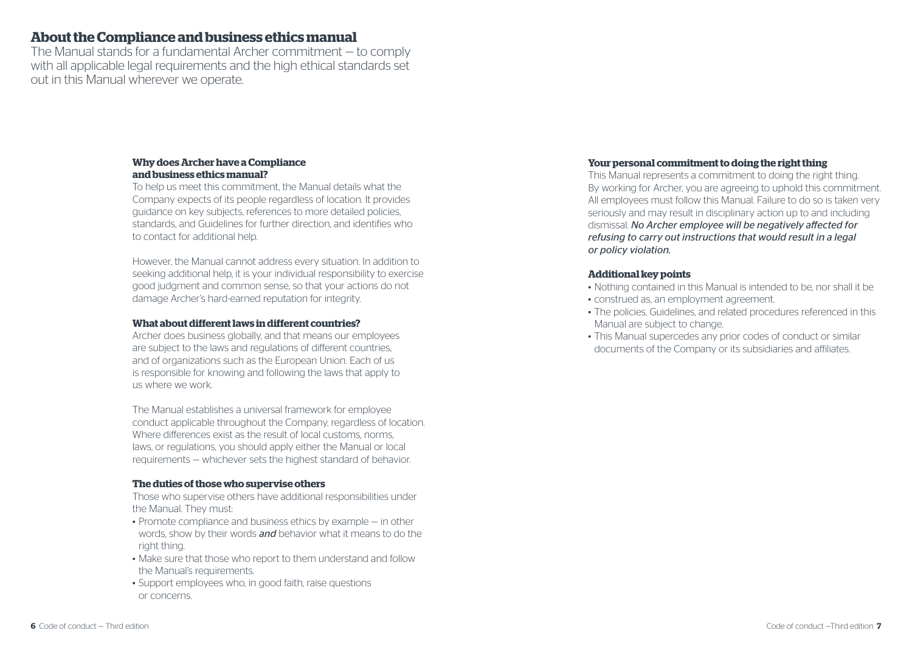# About the Compliance and business ethics manual

The Manual stands for a fundamental Archer commitment — to comply with all applicable legal requirements and the high ethical standards set out in this Manual wherever we operate.

### Why does Archer have a Compliance and business ethics manual?

To help us meet this commitment, the Manual details what the Company expects of its people regardless of location. It provides guidance on key subjects, references to more detailed policies, standards, and Guidelines for further direction, and identifies who to contact for additional help.

However, the Manual cannot address every situation. In addition to seeking additional help, it is your individual responsibility to exercise good judgment and common sense, so that your actions do not damage Archer's hard-earned reputation for integrity.

### What about different laws in different countries?

Archer does business globally, and that means our employees are subject to the laws and regulations of different countries, and of organizations such as the European Union. Each of us is responsible for knowing and following the laws that apply to us where we work.

The Manual establishes a universal framework for employee conduct applicable throughout the Company, regardless of location. Where differences exist as the result of local customs, norms, laws, or regulations, you should apply either the Manual or local requirements — whichever sets the highest standard of behavior.

### The duties of those who supervise others

Those who supervise others have additional responsibilities under the Manual. They must:

- Promote compliance and business ethics by example — in other words, show by their words ***and*** behavior what it means to do the right thing.
- Make sure that those who report to them understand and follow the Manual's requirements.
- Support employees who, in good faith, raise questions or concerns.

### Your personal commitment to doing the right thing

This Manual represents a commitment to doing the right thing. By working for Archer, you are agreeing to uphold this commitment. All employees must follow this Manual. Failure to do so is taken very seriously and may result in disciplinary action up to and including dismissal. *No Archer employee will be negatively affected for refusing to carry out instructions that would result in a legal or policy violation.*

### Additional key points

- Nothing contained in this Manual is intended to be, nor shall it be
- construed as, an employment agreement.
- The policies, Guidelines, and related procedures referenced in this Manual are subject to change.
- This Manual supercedes any prior codes of conduct or similar documents of the Company or its subsidiaries and affiliates.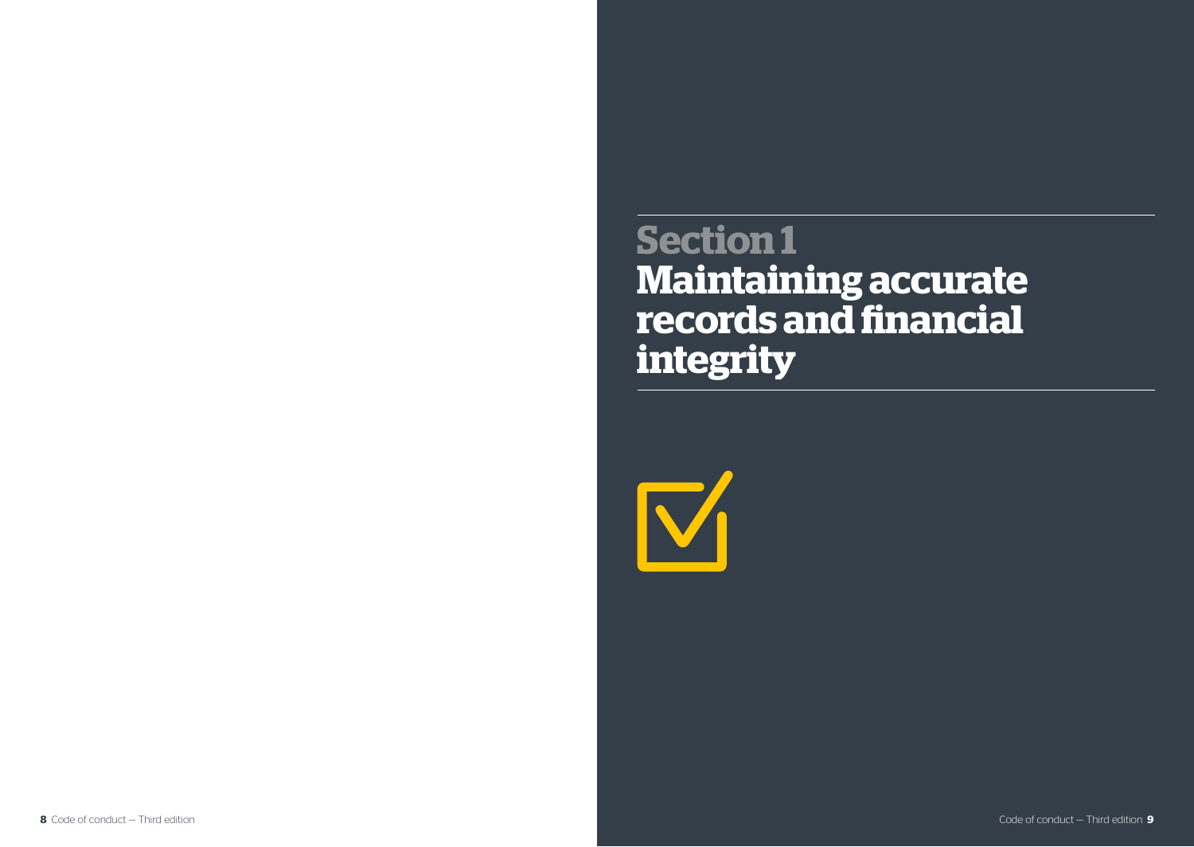# Section 1
# Maintaining accurate records and financial integrity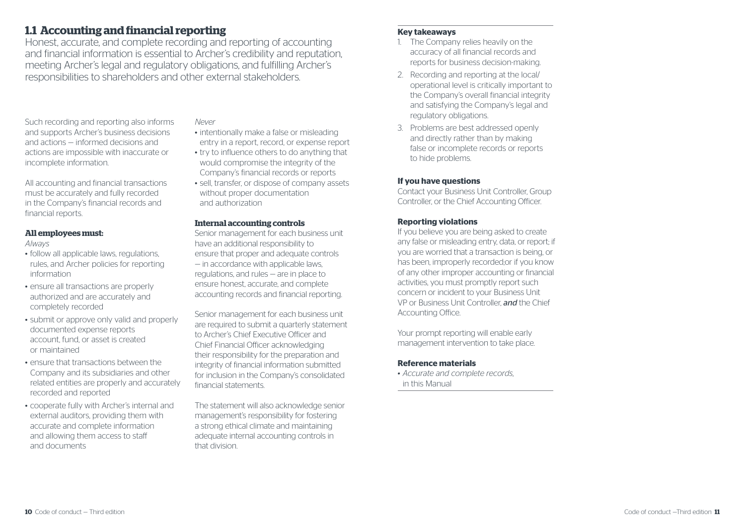## 1.1 Accounting and financial reporting

Honest, accurate, and complete recording and reporting of accounting and financial information is essential to Archer's credibility and reputation, meeting Archer's legal and regulatory obligations, and fulfilling Archer's responsibilities to shareholders and other external stakeholders.

Such recording and reporting also informs and supports Archer's business decisions and actions — informed decisions and actions are impossible with inaccurate or incomplete information.

All accounting and financial transactions must be accurately and fully recorded in the Company's financial records and financial reports.

**All employees must:**

*Always*

- follow all applicable laws, regulations, rules, and Archer policies for reporting information
- ensure all transactions are properly authorized and are accurately and completely recorded
- submit or approve only valid and properly documented expense reports account, fund, or asset is created or maintained
- ensure that transactions between the Company and its subsidiaries and other related entities are properly and accurately recorded and reported
- cooperate fully with Archer's internal and external auditors, providing them with accurate and complete information and allowing them access to staff and documents

*Never*

- intentionally make a false or misleading entry in a report, record, or expense report
- try to influence others to do anything that would compromise the integrity of the Company's financial records or reports
- sell, transfer, or dispose of company assets without proper documentation and authorization

**Internal accounting controls**

Senior management for each business unit have an additional responsibility to ensure that proper and adequate controls — in accordance with applicable laws, regulations, and rules — are in place to ensure honest, accurate, and complete accounting records and financial reporting.

Senior management for each business unit are required to submit a quarterly statement to Archer's Chief Executive Officer and Chief Financial Officer acknowledging their responsibility for the preparation and integrity of financial information submitted for inclusion in the Company's consolidated financial statements.

The statement will also acknowledge senior management's responsibility for fostering a strong ethical climate and maintaining adequate internal accounting controls in that division.

**Key takeaways**

1. The Company relies heavily on the accuracy of all financial records and reports for business decision-making.
2. Recording and reporting at the local/operational level is critically important to the Company's overall financial integrity and satisfying the Company's legal and regulatory obligations.
3. Problems are best addressed openly and directly rather than by making false or incomplete records or reports to hide problems.

**If you have questions**

Contact your Business Unit Controller, Group Controller, or the Chief Accounting Officer.

**Reporting violations**

If you believe you are being asked to create any false or misleading entry, data, or report; if you are worried that a transaction is being, or has been, improperly recorded;or if you know of any other improper accounting or financial activities, you must promptly report such concern or incident to your Business Unit VP or Business Unit Controller, ***and*** the Chief Accounting Office.

Your prompt reporting will enable early management intervention to take place.

**Reference materials**

- *Accurate and complete records*, in this Manual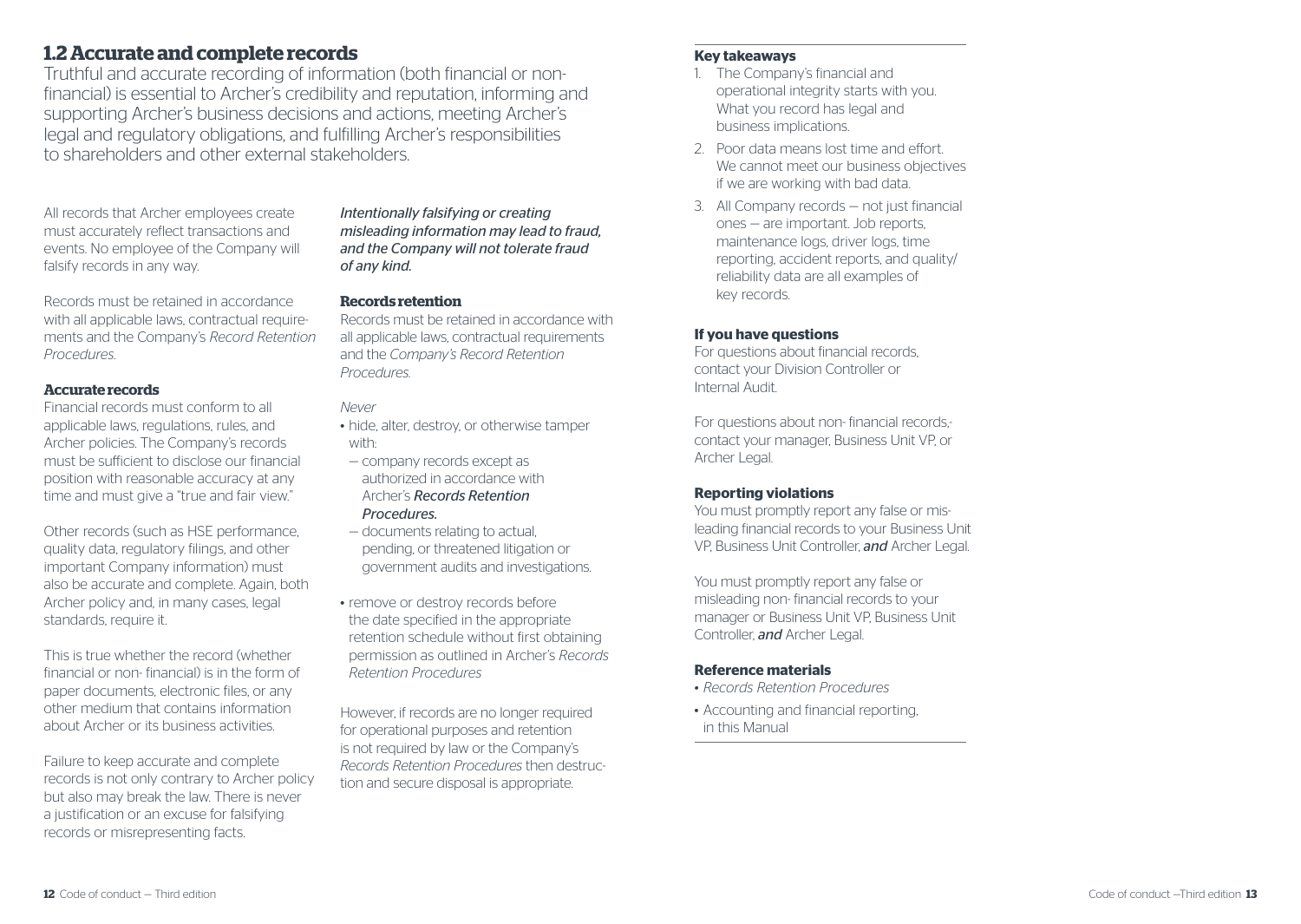## 1.2 Accurate and complete records

Truthful and accurate recording of information (both financial or non-financial) is essential to Archer's credibility and reputation, informing and supporting Archer's business decisions and actions, meeting Archer's legal and regulatory obligations, and fulfilling Archer's responsibilities to shareholders and other external stakeholders.

All records that Archer employees create must accurately reflect transactions and events. No employee of the Company will falsify records in any way.

Records must be retained in accordance with all applicable laws, contractual requirements and the Company's *Record Retention Procedures*.

### Accurate records

Financial records must conform to all applicable laws, regulations, rules, and Archer policies. The Company's records must be sufficient to disclose our financial position with reasonable accuracy at any time and must give a "true and fair view."

Other records (such as HSE performance, quality data, regulatory filings, and other important Company information) must also be accurate and complete. Again, both Archer policy and, in many cases, legal standards, require it.

This is true whether the record (whether financial or non- financial) is in the form of paper documents, electronic files, or any other medium that contains information about Archer or its business activities.

Failure to keep accurate and complete records is not only contrary to Archer policy but also may break the law. There is never a justification or an excuse for falsifying records or misrepresenting facts.

*Intentionally falsifying or creating misleading information may lead to fraud, and the Company will not tolerate fraud of any kind.*

### Records retention

Records must be retained in accordance with all applicable laws, contractual requirements and the *Company's Record Retention Procedures.*

*Never*

- hide, alter, destroy, or otherwise tamper with:
  - company records except as authorized in accordance with Archer's *Records Retention Procedures.*
  - documents relating to actual, pending, or threatened litigation or government audits and investigations.
- remove or destroy records before the date specified in the appropriate retention schedule without first obtaining permission as outlined in Archer's *Records Retention Procedures*

However, if records are no longer required for operational purposes and retention is not required by law or the Company's *Records Retention Procedures* then destruction and secure disposal is appropriate.

### Key takeaways

1. The Company's financial and operational integrity starts with you. What you record has legal and business implications.
2. Poor data means lost time and effort. We cannot meet our business objectives if we are working with bad data.
3. All Company records — not just financial ones — are important. Job reports, maintenance logs, driver logs, time reporting, accident reports, and quality/reliability data are all examples of key records.

### If you have questions

For questions about financial records, contact your Division Controller or Internal Audit.

For questions about non- financial records,- contact your manager, Business Unit VP, or Archer Legal.

### Reporting violations

You must promptly report any false or misleading financial records to your Business Unit VP, Business Unit Controller, ***and*** Archer Legal.

You must promptly report any false or misleading non- financial records to your manager or Business Unit VP, Business Unit Controller, ***and*** Archer Legal.

### Reference materials

- *Records Retention Procedures*
- Accounting and financial reporting, in this Manual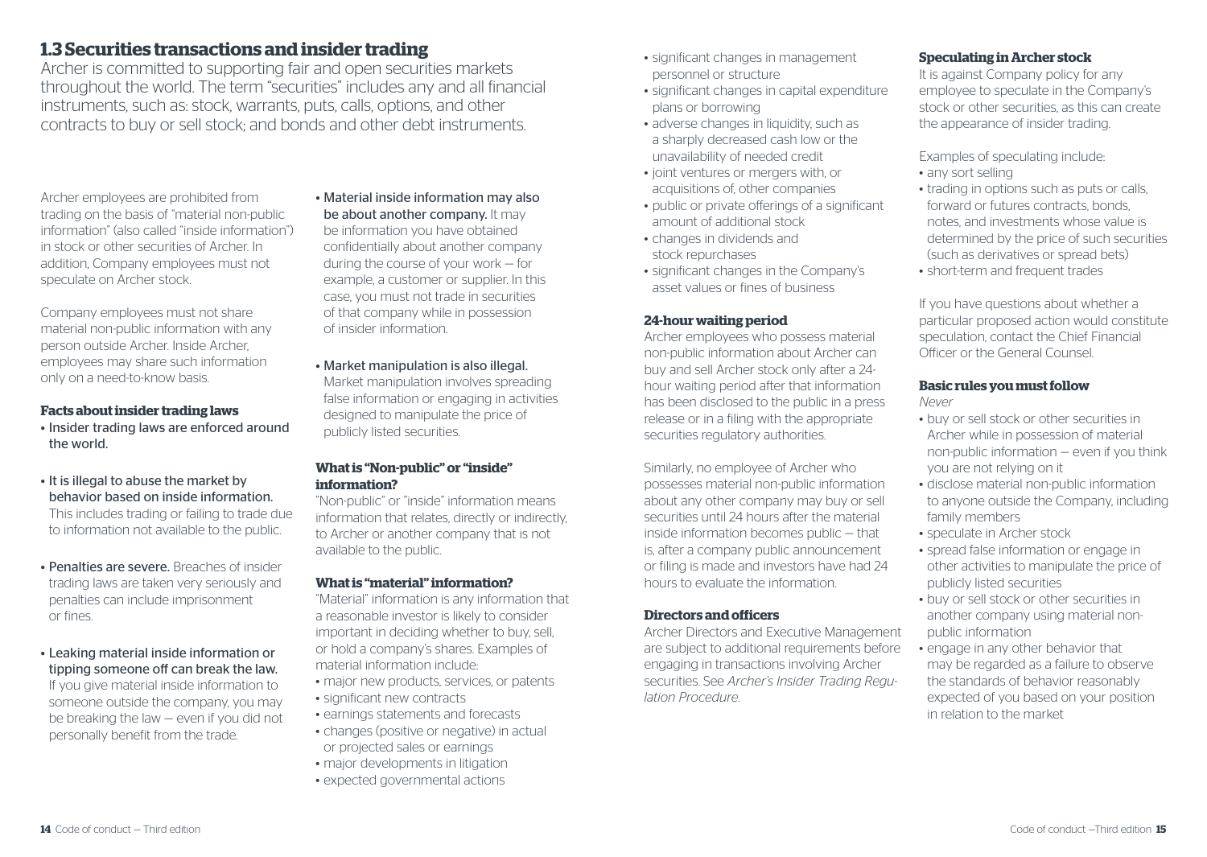## 1.3 Securities transactions and insider trading

Archer is committed to supporting fair and open securities markets throughout the world. The term "securities" includes any and all financial instruments, such as: stock, warrants, puts, calls, options, and other contracts to buy or sell stock; and bonds and other debt instruments.

Archer employees are prohibited from trading on the basis of "material non-public information" (also called "inside information") in stock or other securities of Archer. In addition, Company employees must not speculate on Archer stock.

Company employees must not share material non-public information with any person outside Archer. Inside Archer, employees may share such information only on a need-to-know basis.

### Facts about insider trading laws

- Insider trading laws are enforced around the world.
- It is illegal to abuse the market by behavior based on inside information. This includes trading or failing to trade due to information not available to the public.
- Penalties are severe. Breaches of insider trading laws are taken very seriously and penalties can include imprisonment or fines.
- Leaking material inside information or tipping someone off can break the law. If you give material inside information to someone outside the company, you may be breaking the law — even if you did not personally benefit from the trade.
- Material inside information may also be about another company. It may be information you have obtained confidentially about another company during the course of your work — for example, a customer or supplier. In this case, you must not trade in securities of that company while in possession of insider information.
- Market manipulation is also illegal. Market manipulation involves spreading false information or engaging in activities designed to manipulate the price of publicly listed securities.

### What is "Non-public" or "inside" information?

"Non-public" or "inside" information means information that relates, directly or indirectly, to Archer or another company that is not available to the public.

### What is "material" information?

"Material" information is any information that a reasonable investor is likely to consider important in deciding whether to buy, sell, or hold a company's shares. Examples of material information include:

- major new products, services, or patents
- significant new contracts
- earnings statements and forecasts
- changes (positive or negative) in actual or projected sales or earnings
- major developments in litigation
- expected governmental actions
- significant changes in management personnel or structure
- significant changes in capital expenditure plans or borrowing
- adverse changes in liquidity, such as a sharply decreased cash low or the unavailability of needed credit
- joint ventures or mergers with, or acquisitions of, other companies
- public or private offerings of a significant amount of additional stock
- changes in dividends and stock repurchases
- significant changes in the Company's asset values or fines of business

### 24-hour waiting period

Archer employees who possess material non-public information about Archer can buy and sell Archer stock only after a 24-hour waiting period after that information has been disclosed to the public in a press release or in a filing with the appropriate securities regulatory authorities.

Similarly, no employee of Archer who possesses material non-public information about any other company may buy or sell securities until 24 hours after the material inside information becomes public — that is, after a company public announcement or filing is made and investors have had 24 hours to evaluate the information.

### Directors and officers

Archer Directors and Executive Management are subject to additional requirements before engaging in transactions involving Archer securities. See *Archer's Insider Trading Regulation Procedure*.

### Speculating in Archer stock

It is against Company policy for any employee to speculate in the Company's stock or other securities, as this can create the appearance of insider trading.

Examples of speculating include:

- any sort selling
- trading in options such as puts or calls, forward or futures contracts, bonds, notes, and investments whose value is determined by the price of such securities (such as derivatives or spread bets)
- short-term and frequent trades

If you have questions about whether a particular proposed action would constitute speculation, contact the Chief Financial Officer or the General Counsel.

### Basic rules you must follow

*Never*

- buy or sell stock or other securities in Archer while in possession of material non-public information — even if you think you are not relying on it
- disclose material non-public information to anyone outside the Company, including family members
- speculate in Archer stock
- spread false information or engage in other activities to manipulate the price of publicly listed securities
- buy or sell stock or other securities in another company using material non-public information
- engage in any other behavior that may be regarded as a failure to observe the standards of behavior reasonably expected of you based on your position in relation to the market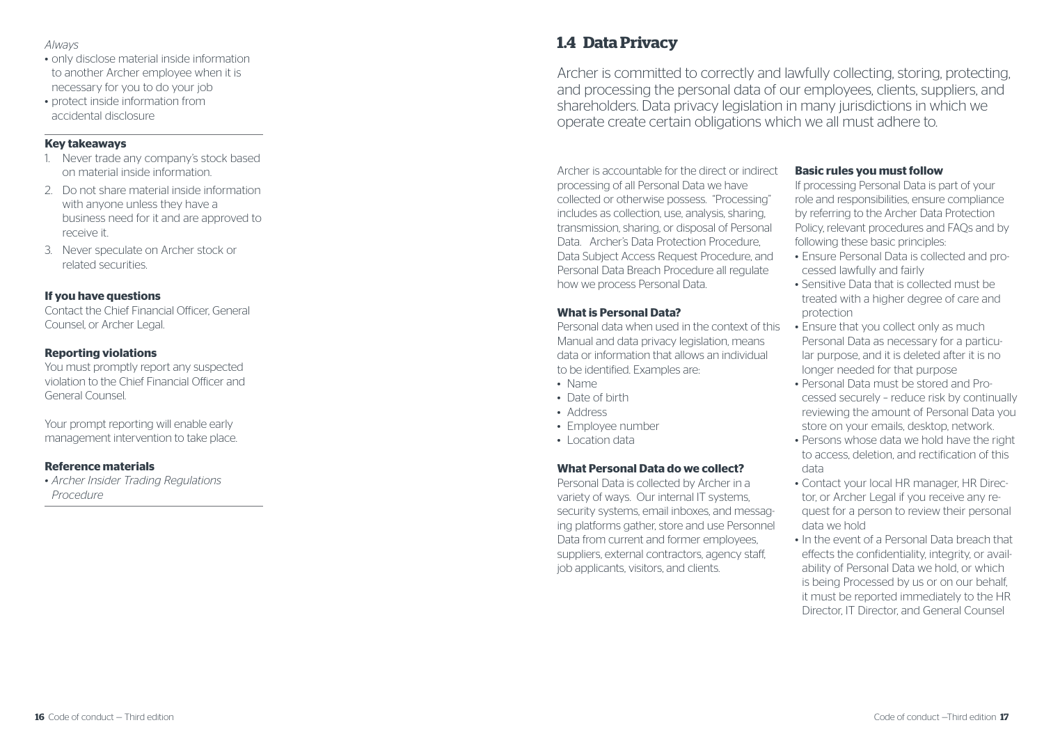*Always*

- only disclose material inside information to another Archer employee when it is necessary for you to do your job
- protect inside information from accidental disclosure

**Key takeaways**

1. Never trade any company's stock based on material inside information.
2. Do not share material inside information with anyone unless they have a business need for it and are approved to receive it.
3. Never speculate on Archer stock or related securities.

**If you have questions**

Contact the Chief Financial Officer, General Counsel, or Archer Legal.

**Reporting violations**

You must promptly report any suspected violation to the Chief Financial Officer and General Counsel.

Your prompt reporting will enable early management intervention to take place.

**Reference materials**

- *Archer Insider Trading Regulations Procedure*

## 1.4 Data Privacy

Archer is committed to correctly and lawfully collecting, storing, protecting, and processing the personal data of our employees, clients, suppliers, and shareholders. Data privacy legislation in many jurisdictions in which we operate create certain obligations which we all must adhere to.

Archer is accountable for the direct or indirect processing of all Personal Data we have collected or otherwise possess. "Processing" includes as collection, use, analysis, sharing, transmission, sharing, or disposal of Personal Data. Archer's Data Protection Procedure, Data Subject Access Request Procedure, and Personal Data Breach Procedure all regulate how we process Personal Data.

**What is Personal Data?**

Personal data when used in the context of this Manual and data privacy legislation, means data or information that allows an individual to be identified. Examples are:

- Name
- Date of birth
- Address
- Employee number
- Location data

**What Personal Data do we collect?**

Personal Data is collected by Archer in a variety of ways. Our internal IT systems, security systems, email inboxes, and messaging platforms gather, store and use Personnel Data from current and former employees, suppliers, external contractors, agency staff, job applicants, visitors, and clients.

**Basic rules you must follow**

If processing Personal Data is part of your role and responsibilities, ensure compliance by referring to the Archer Data Protection Policy, relevant procedures and FAQs and by following these basic principles:

- Ensure Personal Data is collected and processed lawfully and fairly
- Sensitive Data that is collected must be treated with a higher degree of care and protection
- Ensure that you collect only as much Personal Data as necessary for a particular purpose, and it is deleted after it is no longer needed for that purpose
- Personal Data must be stored and Processed securely – reduce risk by continually reviewing the amount of Personal Data you store on your emails, desktop, network.
- Persons whose data we hold have the right to access, deletion, and rectification of this data
- Contact your local HR manager, HR Director, or Archer Legal if you receive any request for a person to review their personal data we hold
- In the event of a Personal Data breach that effects the confidentiality, integrity, or availability of Personal Data we hold, or which is being Processed by us or on our behalf, it must be reported immediately to the HR Director, IT Director, and General Counsel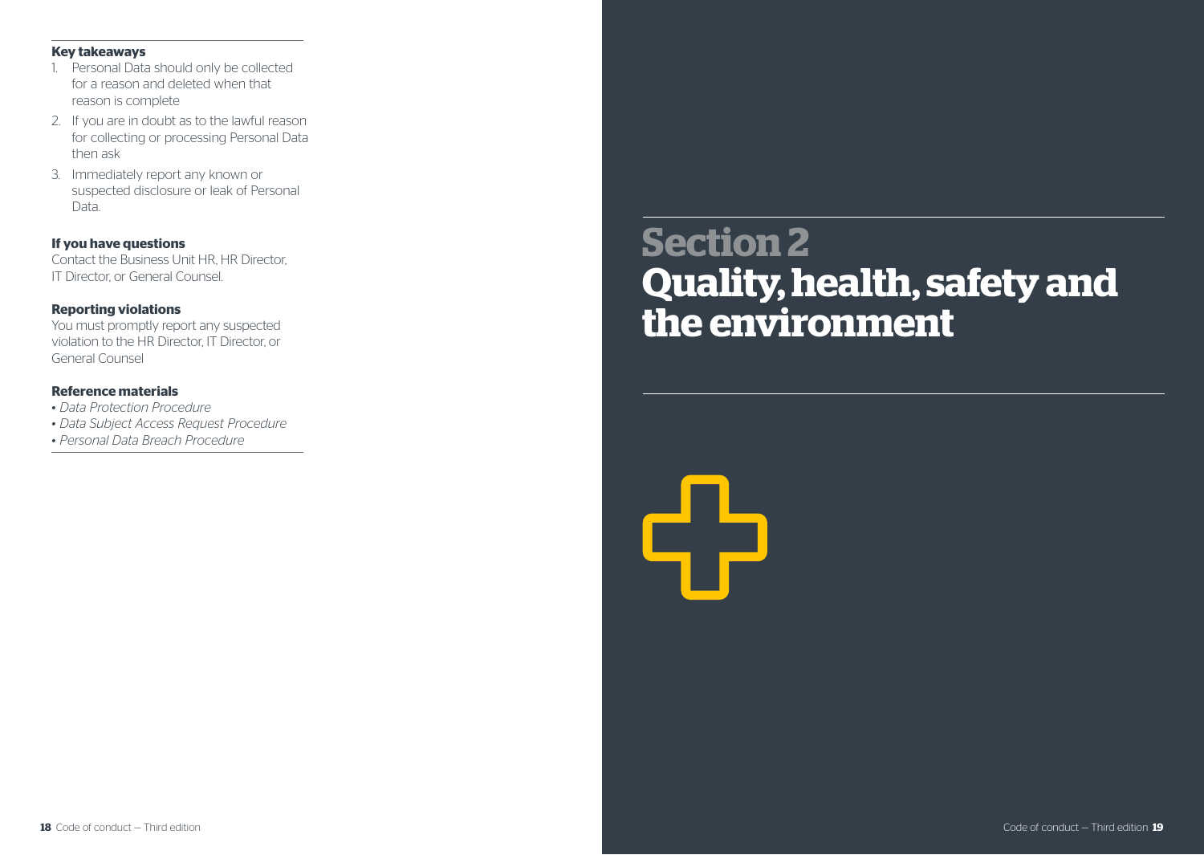**Key takeaways**

1. Personal Data should only be collected for a reason and deleted when that reason is complete
2. If you are in doubt as to the lawful reason for collecting or processing Personal Data then ask
3. Immediately report any known or suspected disclosure or leak of Personal Data.

**If you have questions**

Contact the Business Unit HR, HR Director, IT Director, or General Counsel.

**Reporting violations**

You must promptly report any suspected violation to the HR Director, IT Director, or General Counsel

**Reference materials**

- *Data Protection Procedure*
- *Data Subject Access Request Procedure*
- *Personal Data Breach Procedure*

# Section 2
# Quality, health, safety and the environment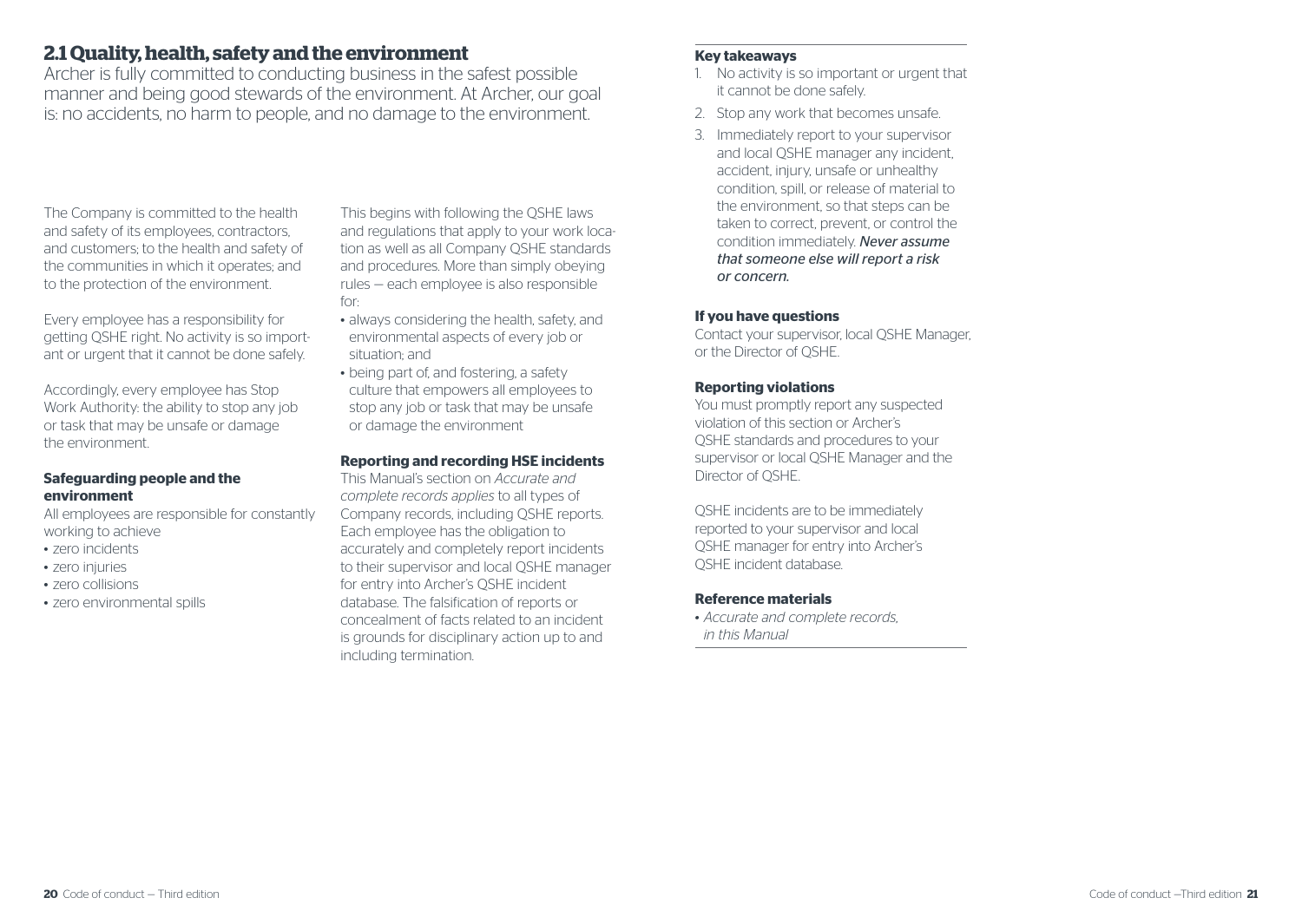## 2.1 Quality, health, safety and the environment

Archer is fully committed to conducting business in the safest possible manner and being good stewards of the environment. At Archer, our goal is: no accidents, no harm to people, and no damage to the environment.

The Company is committed to the health and safety of its employees, contractors, and customers; to the health and safety of the communities in which it operates; and to the protection of the environment.

Every employee has a responsibility for getting QSHE right. No activity is so important or urgent that it cannot be done safely.

Accordingly, every employee has Stop Work Authority: the ability to stop any job or task that may be unsafe or damage the environment.

### Safeguarding people and the environment

All employees are responsible for constantly working to achieve

- zero incidents
- zero injuries
- zero collisions
- zero environmental spills

This begins with following the QSHE laws and regulations that apply to your work location as well as all Company QSHE standards and procedures. More than simply obeying rules — each employee is also responsible for:

- always considering the health, safety, and environmental aspects of every job or situation; and
- being part of, and fostering, a safety culture that empowers all employees to stop any job or task that may be unsafe or damage the environment

### Reporting and recording HSE incidents

This Manual's section on *Accurate and complete records applies* to all types of Company records, including QSHE reports. Each employee has the obligation to accurately and completely report incidents to their supervisor and local QSHE manager for entry into Archer's QSHE incident database. The falsification of reports or concealment of facts related to an incident is grounds for disciplinary action up to and including termination.

### Key takeaways

1. No activity is so important or urgent that it cannot be done safely.
2. Stop any work that becomes unsafe.
3. Immediately report to your supervisor and local QSHE manager any incident, accident, injury, unsafe or unhealthy condition, spill, or release of material to the environment, so that steps can be taken to correct, prevent, or control the condition immediately. *Never assume that someone else will report a risk or concern.*

### If you have questions

Contact your supervisor, local QSHE Manager, or the Director of QSHE.

### Reporting violations

You must promptly report any suspected violation of this section or Archer's QSHE standards and procedures to your supervisor or local QSHE Manager and the Director of QSHE.

QSHE incidents are to be immediately reported to your supervisor and local QSHE manager for entry into Archer's QSHE incident database.

### Reference materials

- *Accurate and complete records, in this Manual*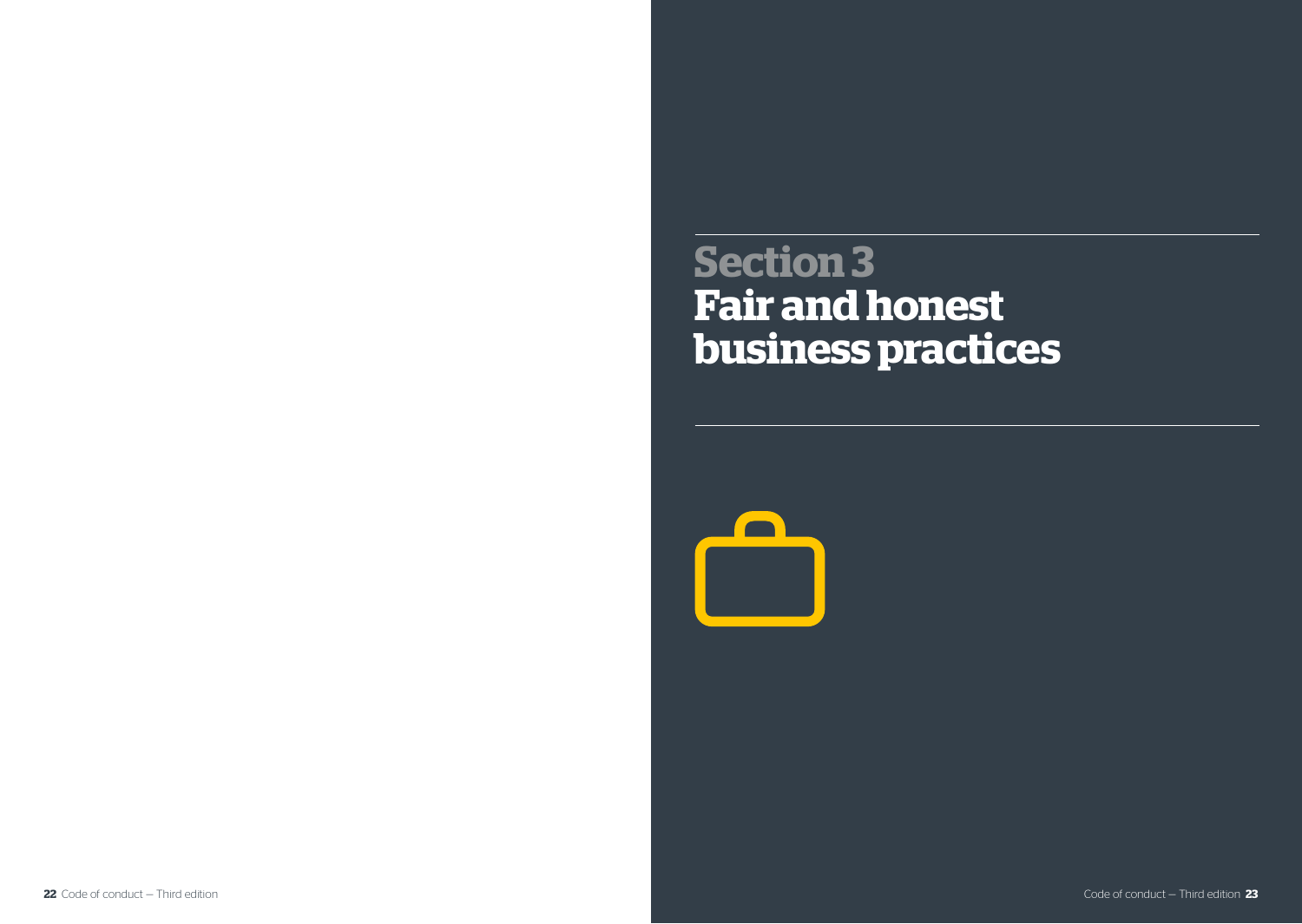# Section 3
# Fair and honest business practices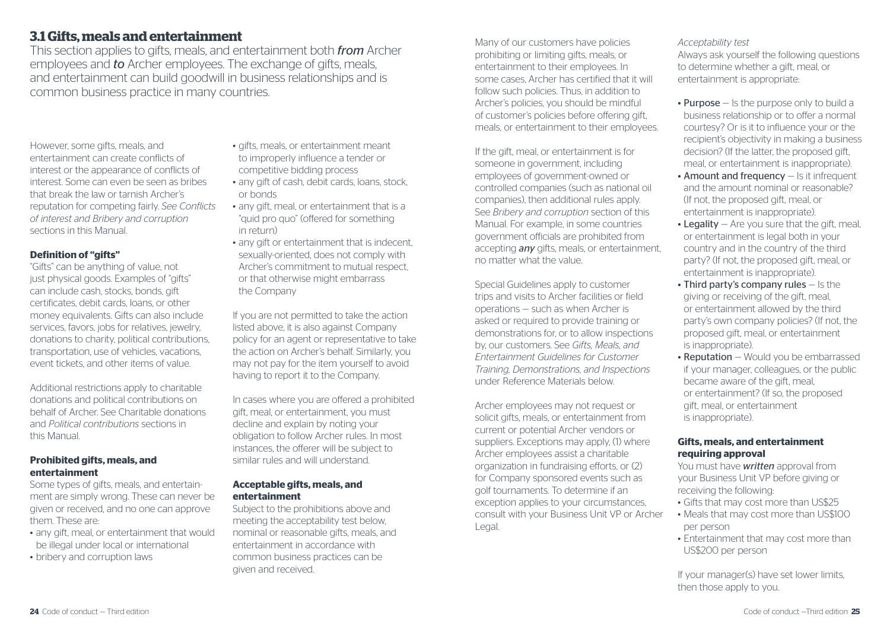## 3.1 Gifts, meals and entertainment

This section applies to gifts, meals, and entertainment both *from* Archer employees and *to* Archer employees. The exchange of gifts, meals, and entertainment can build goodwill in business relationships and is common business practice in many countries.

However, some gifts, meals, and entertainment can create conflicts of interest or the appearance of conflicts of interest. Some can even be seen as bribes that break the law or tarnish Archer's reputation for competing fairly. *See Conflicts of interest and Bribery and corruption* sections in this Manual.

### Definition of "gifts"

"Gifts" can be anything of value, not just physical goods. Examples of "gifts" can include cash, stocks, bonds, gift certificates, debit cards, loans, or other money equivalents. Gifts can also include services, favors, jobs for relatives, jewelry, donations to charity, political contributions, transportation, use of vehicles, vacations, event tickets, and other items of value.

Additional restrictions apply to charitable donations and political contributions on behalf of Archer. See Charitable donations and *Political contributions* sections in this Manual.

### Prohibited gifts, meals, and entertainment

Some types of gifts, meals, and entertainment are simply wrong. These can never be given or received, and no one can approve them. These are:

- any gift, meal, or entertainment that would be illegal under local or international
- bribery and corruption laws
- gifts, meals, or entertainment meant to improperly influence a tender or competitive bidding process
- any gift of cash, debit cards, loans, stock, or bonds
- any gift, meal, or entertainment that is a "quid pro quo" (offered for something in return)
- any gift or entertainment that is indecent, sexually-oriented, does not comply with Archer's commitment to mutual respect, or that otherwise might embarrass the Company

If you are not permitted to take the action listed above, it is also against Company policy for an agent or representative to take the action on Archer's behalf. Similarly, you may not pay for the item yourself to avoid having to report it to the Company.

In cases where you are offered a prohibited gift, meal, or entertainment, you must decline and explain by noting your obligation to follow Archer rules. In most instances, the offerer will be subject to similar rules and will understand.

### Acceptable gifts, meals, and entertainment

Subject to the prohibitions above and meeting the acceptability test below, nominal or reasonable gifts, meals, and entertainment in accordance with common business practices can be given and received.

Many of our customers have policies prohibiting or limiting gifts, meals, or entertainment to their employees. In some cases, Archer has certified that it will follow such policies. Thus, in addition to Archer's policies, you should be mindful of customer's policies before offering gift, meals, or entertainment to their employees.

If the gift, meal, or entertainment is for someone in government, including employees of government-owned or controlled companies (such as national oil companies), then additional rules apply. See *Bribery and corruption* section of this Manual. For example, in some countries government officials are prohibited from accepting ***any*** gifts, meals, or entertainment, no matter what the value.

Special Guidelines apply to customer trips and visits to Archer facilities or field operations — such as when Archer is asked or required to provide training or demonstrations for, or to allow inspections by, our customers. See *Gifts, Meals, and Entertainment Guidelines for Customer Training, Demonstrations, and Inspections* under Reference Materials below.

Archer employees may not request or solicit gifts, meals, or entertainment from current or potential Archer vendors or suppliers. Exceptions may apply, (1) where Archer employees assist a charitable organization in fundraising efforts, or (2) for Company sponsored events such as golf tournaments. To determine if an exception applies to your circumstances, consult with your Business Unit VP or Archer Legal.

*Acceptability test*

Always ask yourself the following questions to determine whether a gift, meal, or entertainment is appropriate:

- Purpose — Is the purpose only to build a business relationship or to offer a normal courtesy? Or is it to influence your or the recipient's objectivity in making a business decision? (If the latter, the proposed gift, meal, or entertainment is inappropriate).
- Amount and frequency — Is it infrequent and the amount nominal or reasonable? (If not, the proposed gift, meal, or entertainment is inappropriate).
- Legality — Are you sure that the gift, meal, or entertainment is legal both in your country and in the country of the third party? (If not, the proposed gift, meal, or entertainment is inappropriate).
- Third party's company rules — Is the giving or receiving of the gift, meal, or entertainment allowed by the third party's own company policies? (If not, the proposed gift, meal, or entertainment is inappropriate).
- Reputation — Would you be embarrassed if your manager, colleagues, or the public became aware of the gift, meal, or entertainment? (If so, the proposed gift, meal, or entertainment is inappropriate).

### Gifts, meals, and entertainment requiring approval

You must have ***written*** approval from your Business Unit VP before giving or receiving the following:

- Gifts that may cost more than US$25
- Meals that may cost more than US$100 per person
- Entertainment that may cost more than US$200 per person

If your manager(s) have set lower limits, then those apply to you.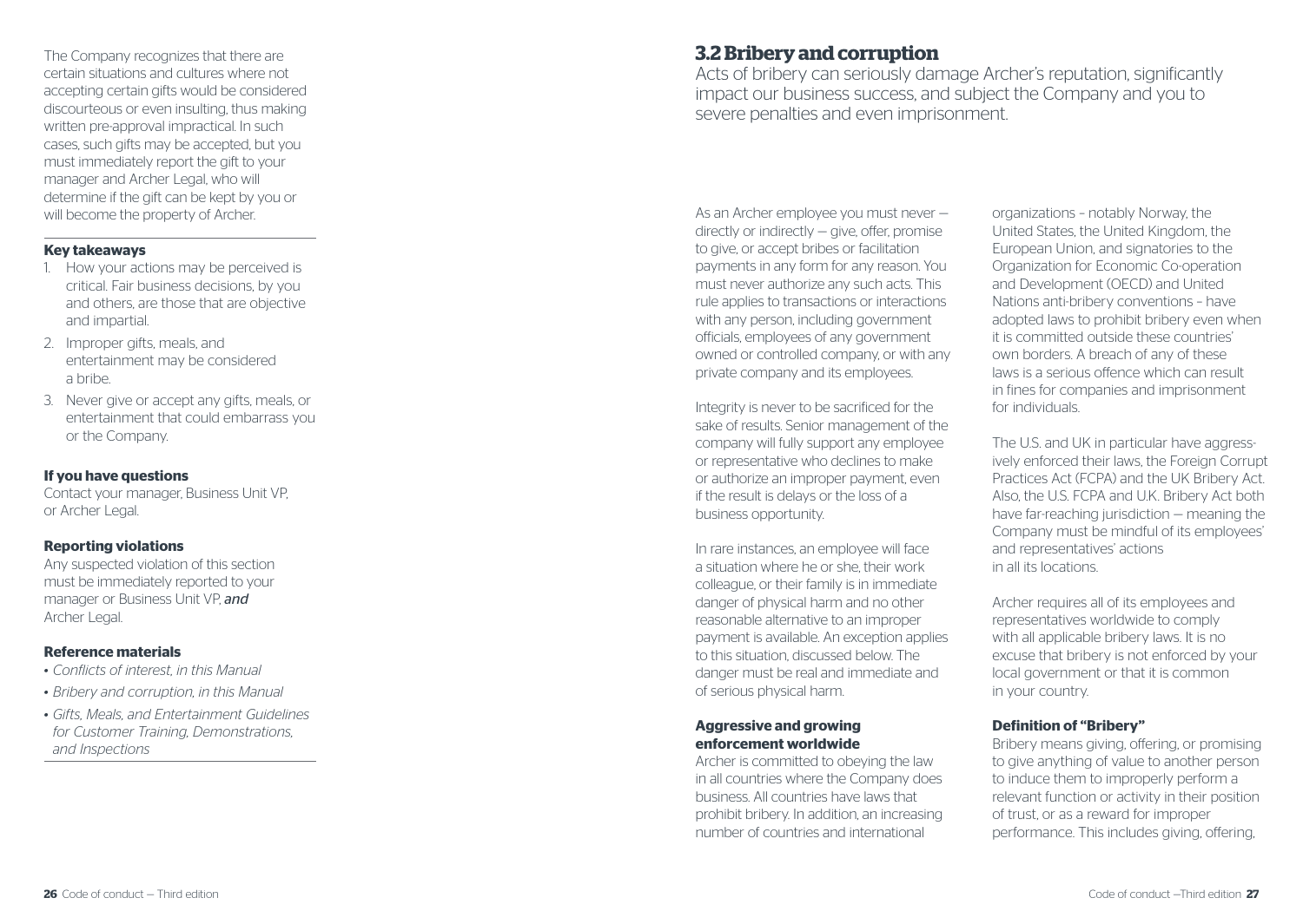The Company recognizes that there are certain situations and cultures where not accepting certain gifts would be considered discourteous or even insulting, thus making written pre-approval impractical. In such cases, such gifts may be accepted, but you must immediately report the gift to your manager and Archer Legal, who will determine if the gift can be kept by you or will become the property of Archer.

**Key takeaways**

1. How your actions may be perceived is critical. Fair business decisions, by you and others, are those that are objective and impartial.
2. Improper gifts, meals, and entertainment may be considered a bribe.
3. Never give or accept any gifts, meals, or entertainment that could embarrass you or the Company.

**If you have questions**

Contact your manager, Business Unit VP, or Archer Legal.

**Reporting violations**

Any suspected violation of this section must be immediately reported to your manager or Business Unit VP, *and* Archer Legal.

**Reference materials**

- *Conflicts of interest, in this Manual*
- *Bribery and corruption, in this Manual*
- *Gifts, Meals, and Entertainment Guidelines for Customer Training, Demonstrations, and Inspections*

## 3.2 Bribery and corruption

Acts of bribery can seriously damage Archer's reputation, significantly impact our business success, and subject the Company and you to severe penalties and even imprisonment.

As an Archer employee you must never — directly or indirectly — give, offer, promise to give, or accept bribes or facilitation payments in any form for any reason. You must never authorize any such acts. This rule applies to transactions or interactions with any person, including government officials, employees of any government owned or controlled company, or with any private company and its employees.

Integrity is never to be sacrificed for the sake of results. Senior management of the company will fully support any employee or representative who declines to make or authorize an improper payment, even if the result is delays or the loss of a business opportunity.

In rare instances, an employee will face a situation where he or she, their work colleague, or their family is in immediate danger of physical harm and no other reasonable alternative to an improper payment is available. An exception applies to this situation, discussed below. The danger must be real and immediate and of serious physical harm.

### Aggressive and growing enforcement worldwide

Archer is committed to obeying the law in all countries where the Company does business. All countries have laws that prohibit bribery. In addition, an increasing number of countries and international organizations – notably Norway, the United States, the United Kingdom, the European Union, and signatories to the Organization for Economic Co-operation and Development (OECD) and United Nations anti-bribery conventions – have adopted laws to prohibit bribery even when it is committed outside these countries' own borders. A breach of any of these laws is a serious offence which can result in fines for companies and imprisonment for individuals.

The U.S. and UK in particular have aggressively enforced their laws, the Foreign Corrupt Practices Act (FCPA) and the UK Bribery Act. Also, the U.S. FCPA and U.K. Bribery Act both have far-reaching jurisdiction — meaning the Company must be mindful of its employees' and representatives' actions in all its locations.

Archer requires all of its employees and representatives worldwide to comply with all applicable bribery laws. It is no excuse that bribery is not enforced by your local government or that it is common in your country.

### Definition of "Bribery"

Bribery means giving, offering, or promising to give anything of value to another person to induce them to improperly perform a relevant function or activity in their position of trust, or as a reward for improper performance. This includes giving, offering,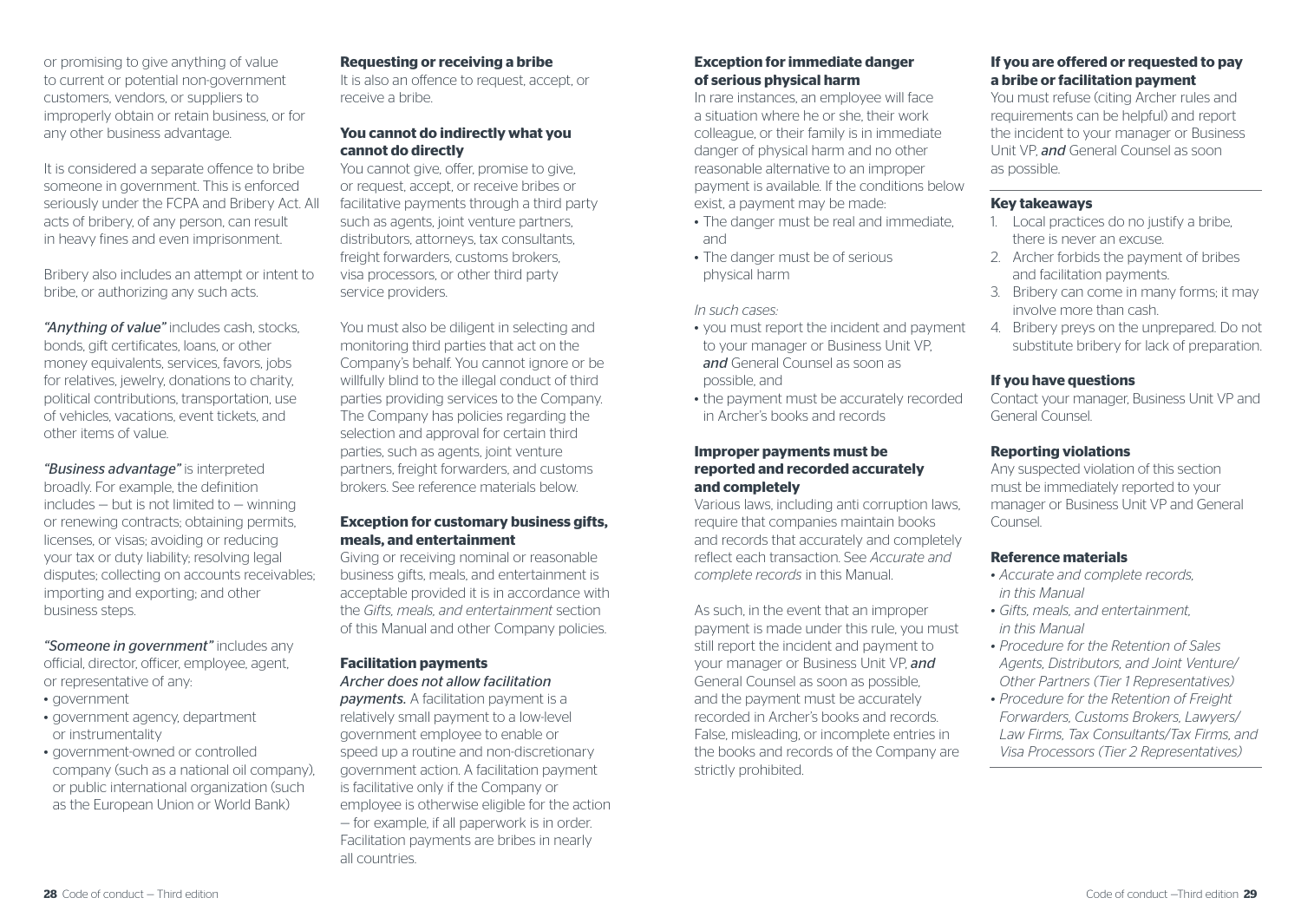or promising to give anything of value to current or potential non-government customers, vendors, or suppliers to improperly obtain or retain business, or for any other business advantage.

It is considered a separate offence to bribe someone in government. This is enforced seriously under the FCPA and Bribery Act. All acts of bribery, of any person, can result in heavy fines and even imprisonment.

Bribery also includes an attempt or intent to bribe, or authorizing any such acts.

*"Anything of value"* includes cash, stocks, bonds, gift certificates, loans, or other money equivalents, services, favors, jobs for relatives, jewelry, donations to charity, political contributions, transportation, use of vehicles, vacations, event tickets, and other items of value.

*"Business advantage"* is interpreted broadly. For example, the definition includes — but is not limited to — winning or renewing contracts; obtaining permits, licenses, or visas; avoiding or reducing your tax or duty liability; resolving legal disputes; collecting on accounts receivables; importing and exporting; and other business steps.

*"Someone in government"* includes any official, director, officer, employee, agent, or representative of any:

- government
- government agency, department or instrumentality
- government-owned or controlled company (such as a national oil company), or public international organization (such as the European Union or World Bank)

### Requesting or receiving a bribe

It is also an offence to request, accept, or receive a bribe.

### You cannot do indirectly what you cannot do directly

You cannot give, offer, promise to give, or request, accept, or receive bribes or facilitative payments through a third party such as agents, joint venture partners, distributors, attorneys, tax consultants, freight forwarders, customs brokers, visa processors, or other third party service providers.

You must also be diligent in selecting and monitoring third parties that act on the Company's behalf. You cannot ignore or be willfully blind to the illegal conduct of third parties providing services to the Company. The Company has policies regarding the selection and approval for certain third parties, such as agents, joint venture partners, freight forwarders, and customs brokers. See reference materials below.

### Exception for customary business gifts, meals, and entertainment

Giving or receiving nominal or reasonable business gifts, meals, and entertainment is acceptable provided it is in accordance with the *Gifts, meals, and entertainment* section of this Manual and other Company policies.

### Facilitation payments

*Archer does not allow facilitation payments.* A facilitation payment is a relatively small payment to a low-level government employee to enable or speed up a routine and non-discretionary government action. A facilitation payment is facilitative only if the Company or employee is otherwise eligible for the action — for example, if all paperwork is in order. Facilitation payments are bribes in nearly all countries.

### Exception for immediate danger of serious physical harm

In rare instances, an employee will face a situation where he or she, their work colleague, or their family is in immediate danger of physical harm and no other reasonable alternative to an improper payment is available. If the conditions below exist, a payment may be made:

- The danger must be real and immediate, and
- The danger must be of serious physical harm

*In such cases:*

- you must report the incident and payment to your manager or Business Unit VP, ***and*** General Counsel as soon as possible, and
- the payment must be accurately recorded in Archer's books and records

### Improper payments must be reported and recorded accurately and completely

Various laws, including anti corruption laws, require that companies maintain books and records that accurately and completely reflect each transaction. See *Accurate and complete records* in this Manual.

As such, in the event that an improper payment is made under this rule, you must still report the incident and payment to your manager or Business Unit VP, ***and*** General Counsel as soon as possible, and the payment must be accurately recorded in Archer's books and records. False, misleading, or incomplete entries in the books and records of the Company are strictly prohibited.

### If you are offered or requested to pay a bribe or facilitation payment

You must refuse (citing Archer rules and requirements can be helpful) and report the incident to your manager or Business Unit VP, ***and*** General Counsel as soon as possible.

### Key takeaways

1. Local practices do no justify a bribe, there is never an excuse.
2. Archer forbids the payment of bribes and facilitation payments.
3. Bribery can come in many forms; it may involve more than cash.
4. Bribery preys on the unprepared. Do not substitute bribery for lack of preparation.

### If you have questions

Contact your manager, Business Unit VP and General Counsel.

### Reporting violations

Any suspected violation of this section must be immediately reported to your manager or Business Unit VP and General Counsel.

### Reference materials

- *Accurate and complete records, in this Manual*
- *Gifts, meals, and entertainment, in this Manual*
- *Procedure for the Retention of Sales Agents, Distributors, and Joint Venture/ Other Partners (Tier 1 Representatives)*
- *Procedure for the Retention of Freight Forwarders, Customs Brokers, Lawyers/ Law Firms, Tax Consultants/Tax Firms, and Visa Processors (Tier 2 Representatives)*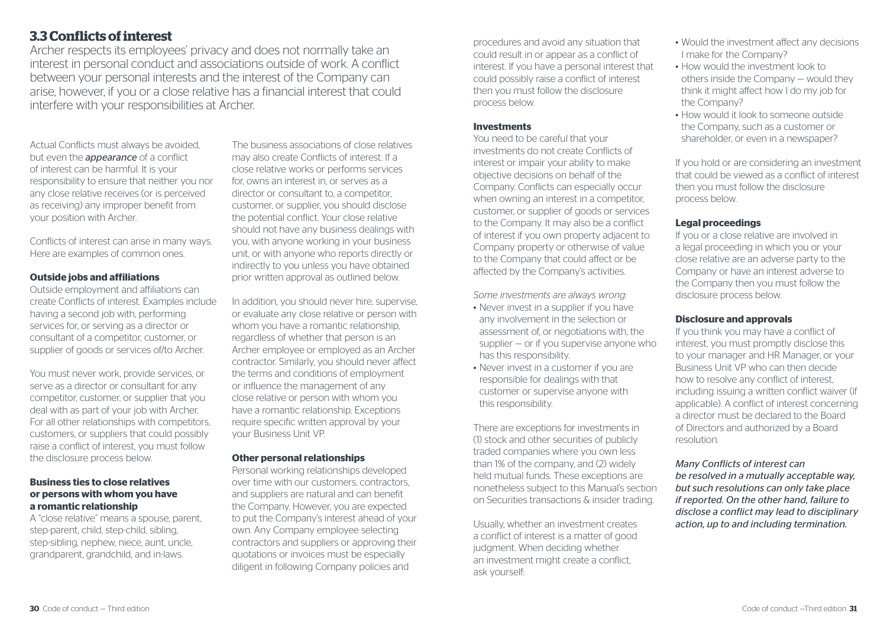## 3.3 Conflicts of interest

Archer respects its employees' privacy and does not normally take an interest in personal conduct and associations outside of work. A conflict between your personal interests and the interest of the Company can arise, however, if you or a close relative has a financial interest that could interfere with your responsibilities at Archer.

Actual Conflicts must always be avoided, but even the ***appearance*** of a conflict of interest can be harmful. It is your responsibility to ensure that neither you nor any close relative receives (or is perceived as receiving) any improper benefit from your position with Archer.

Conflicts of interest can arise in many ways. Here are examples of common ones.

#### Outside jobs and affiliations

Outside employment and affiliations can create Conflicts of interest. Examples include having a second job with, performing services for, or serving as a director or consultant of a competitor, customer, or supplier of goods or services of/to Archer.

You must never work, provide services, or serve as a director or consultant for any competitor, customer, or supplier that you deal with as part of your job with Archer. For all other relationships with competitors, customers, or suppliers that could possibly raise a conflict of interest, you must follow the disclosure process below.

#### Business ties to close relatives or persons with whom you have a romantic relationship

A "close relative" means a spouse, parent, step-parent, child, step-child, sibling, step-sibling, nephew, niece, aunt, uncle, grandparent, grandchild, and in-laws.

The business associations of close relatives may also create Conflicts of interest. If a close relative works or performs services for, owns an interest in, or serves as a director or consultant to, a competitor, customer, or supplier, you should disclose the potential conflict. Your close relative should not have any business dealings with you, with anyone working in your business unit, or with anyone who reports directly or indirectly to you unless you have obtained prior written approval as outlined below.

In addition, you should never hire, supervise, or evaluate any close relative or person with whom you have a romantic relationship, regardless of whether that person is an Archer employee or employed as an Archer contractor. Similarly, you should never affect the terms and conditions of employment or influence the management of any close relative or person with whom you have a romantic relationship. Exceptions require specific written approval by your your Business Unit VP.

#### Other personal relationships

Personal working relationships developed over time with our customers, contractors, and suppliers are natural and can benefit the Company. However, you are expected to put the Company's interest ahead of your own. Any Company employee selecting contractors and suppliers or approving their quotations or invoices must be especially diligent in following Company policies and procedures and avoid any situation that could result in or appear as a conflict of interest. If you have a personal interest that could possibly raise a conflict of interest then you must follow the disclosure process below.

#### Investments

You need to be careful that your investments do not create Conflicts of interest or impair your ability to make objective decisions on behalf of the Company. Conflicts can especially occur when owning an interest in a competitor, customer, or supplier of goods or services to the Company. It may also be a conflict of interest if you own property adjacent to Company property or otherwise of value to the Company that could affect or be affected by the Company's activities.

*Some investments are always wrong:*

- Never invest in a supplier if you have any involvement in the selection or assessment of, or negotiations with, the supplier – or if you supervise anyone who has this responsibility.
- Never invest in a customer if you are responsible for dealings with that customer or supervise anyone with this responsibility.

There are exceptions for investments in (1) stock and other securities of publicly traded companies where you own less than 1% of the company, and (2) widely held mutual funds. These exceptions are nonetheless subject to this Manual's section on Securities transactions & insider trading.

Usually, whether an investment creates a conflict of interest is a matter of good judgment. When deciding whether an investment might create a conflict, ask yourself:

- Would the investment affect any decisions I make for the Company?
- How would the investment look to others inside the Company – would they think it might affect how I do my job for the Company?
- How would it look to someone outside the Company, such as a customer or shareholder, or even in a newspaper?

If you hold or are considering an investment that could be viewed as a conflict of interest then you must follow the disclosure process below.

#### Legal proceedings

If you or a close relative are involved in a legal proceeding in which you or your close relative are an adverse party to the Company or have an interest adverse to the Company then you must follow the disclosure process below.

#### Disclosure and approvals

If you think you may have a conflict of interest, you must promptly disclose this to your manager and HR Manager, or your Business Unit VP who can then decide how to resolve any conflict of interest, including issuing a written conflict waiver (if applicable). A conflict of interest concerning a director must be declared to the Board of Directors and authorized by a Board resolution.

*Many Conflicts of interest can be resolved in a mutually acceptable way, but such resolutions can only take place if reported. On the other hand, failure to disclose a conflict may lead to disciplinary action, up to and including termination.*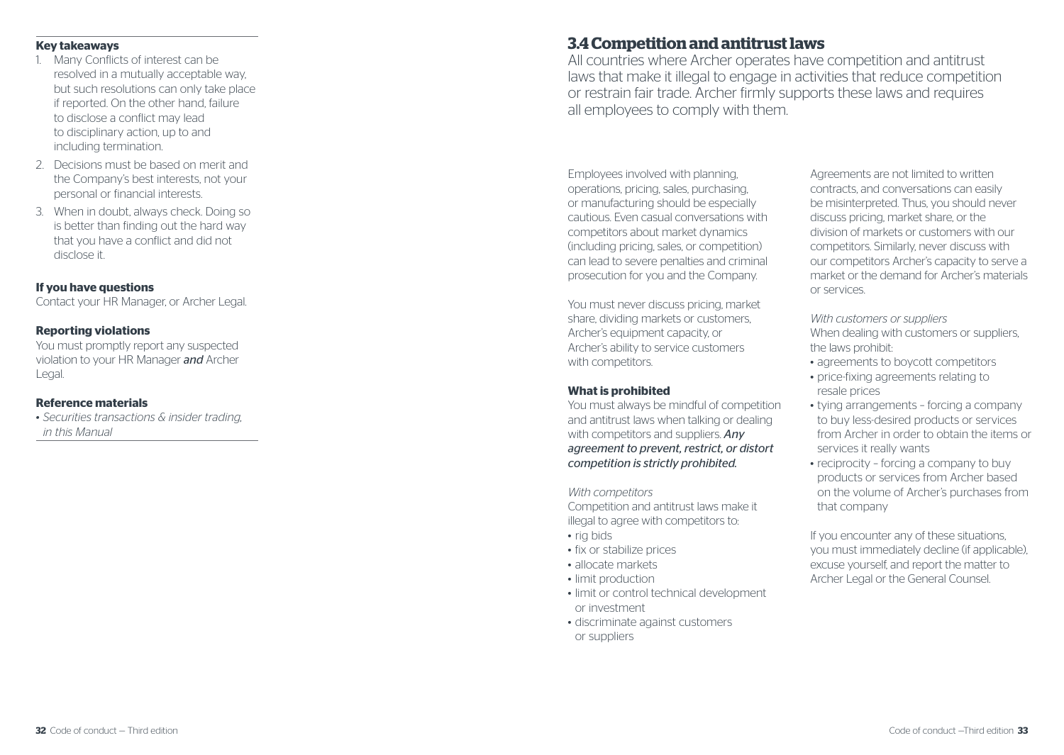### Key takeaways

1. Many Conflicts of interest can be resolved in a mutually acceptable way, but such resolutions can only take place if reported. On the other hand, failure to disclose a conflict may lead to disciplinary action, up to and including termination.
2. Decisions must be based on merit and the Company's best interests, not your personal or financial interests.
3. When in doubt, always check. Doing so is better than finding out the hard way that you have a conflict and did not disclose it.

### If you have questions

Contact your HR Manager, or Archer Legal.

### Reporting violations

You must promptly report any suspected violation to your HR Manager ***and*** Archer Legal.

### Reference materials

- *Securities transactions & insider trading, in this Manual*

## 3.4 Competition and antitrust laws

All countries where Archer operates have competition and antitrust laws that make it illegal to engage in activities that reduce competition or restrain fair trade. Archer firmly supports these laws and requires all employees to comply with them.

Employees involved with planning, operations, pricing, sales, purchasing, or manufacturing should be especially cautious. Even casual conversations with competitors about market dynamics (including pricing, sales, or competition) can lead to severe penalties and criminal prosecution for you and the Company.

You must never discuss pricing, market share, dividing markets or customers, Archer's equipment capacity, or Archer's ability to service customers with competitors.

### What is prohibited

You must always be mindful of competition and antitrust laws when talking or dealing with competitors and suppliers. *Any agreement to prevent, restrict, or distort competition is strictly prohibited.*

*With competitors*

Competition and antitrust laws make it illegal to agree with competitors to:

- rig bids
- fix or stabilize prices
- allocate markets
- limit production
- limit or control technical development or investment
- discriminate against customers or suppliers

Agreements are not limited to written contracts, and conversations can easily be misinterpreted. Thus, you should never discuss pricing, market share, or the division of markets or customers with our competitors. Similarly, never discuss with our competitors Archer's capacity to serve a market or the demand for Archer's materials or services.

*With customers or suppliers*

When dealing with customers or suppliers, the laws prohibit:

- agreements to boycott competitors
- price-fixing agreements relating to resale prices
- tying arrangements – forcing a company to buy less-desired products or services from Archer in order to obtain the items or services it really wants
- reciprocity – forcing a company to buy products or services from Archer based on the volume of Archer's purchases from that company

If you encounter any of these situations, you must immediately decline (if applicable), excuse yourself, and report the matter to Archer Legal or the General Counsel.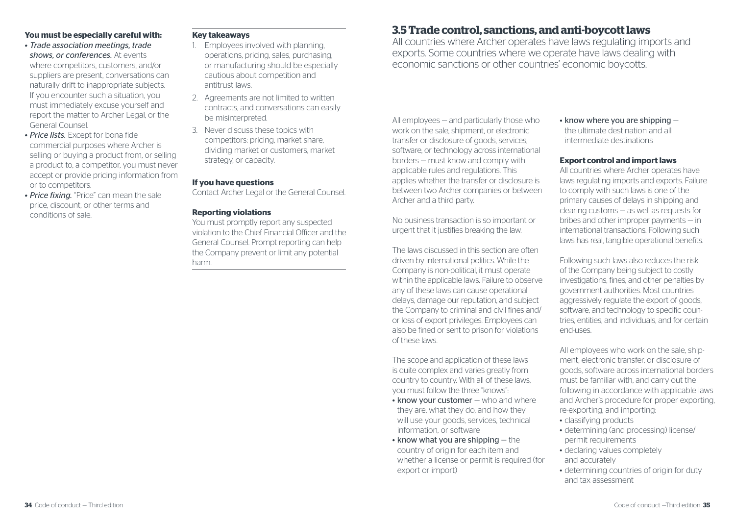**You must be especially careful with:**

- *Trade association meetings, trade shows, or conferences.* At events where competitors, customers, and/or suppliers are present, conversations can naturally drift to inappropriate subjects. If you encounter such a situation, you must immediately excuse yourself and report the matter to Archer Legal, or the General Counsel.
- *Price lists.* Except for bona fide commercial purposes where Archer is selling or buying a product from, or selling a product to, a competitor, you must never accept or provide pricing information from or to competitors.
- *Price fixing.* "Price" can mean the sale price, discount, or other terms and conditions of sale.

**Key takeaways**

1. Employees involved with planning, operations, pricing, sales, purchasing, or manufacturing should be especially cautious about competition and antitrust laws.
2. Agreements are not limited to written contracts, and conversations can easily be misinterpreted.
3. Never discuss these topics with competitors: pricing, market share, dividing market or customers, market strategy, or capacity.

**If you have questions**

Contact Archer Legal or the General Counsel.

**Reporting violations**

You must promptly report any suspected violation to the Chief Financial Officer and the General Counsel. Prompt reporting can help the Company prevent or limit any potential harm.

## 3.5 Trade control, sanctions, and anti-boycott laws

All countries where Archer operates have laws regulating imports and exports. Some countries where we operate have laws dealing with economic sanctions or other countries' economic boycotts.

All employees — and particularly those who work on the sale, shipment, or electronic transfer or disclosure of goods, services, software, or technology across international borders — must know and comply with applicable rules and regulations. This applies whether the transfer or disclosure is between two Archer companies or between Archer and a third party.

No business transaction is so important or urgent that it justifies breaking the law.

The laws discussed in this section are often driven by international politics. While the Company is non-political, it must operate within the applicable laws. Failure to observe any of these laws can cause operational delays, damage our reputation, and subject the Company to criminal and civil fines and/or loss of export privileges. Employees can also be fined or sent to prison for violations of these laws.

The scope and application of these laws is quite complex and varies greatly from country to country. With all of these laws, you must follow the three "knows":

- know your customer — who and where they are, what they do, and how they will use your goods, services, technical information, or software
- know what you are shipping — the country of origin for each item and whether a license or permit is required (for export or import)
- know where you are shipping — the ultimate destination and all intermediate destinations

**Export control and import laws**

All countries where Archer operates have laws regulating imports and exports. Failure to comply with such laws is one of the primary causes of delays in shipping and clearing customs — as well as requests for bribes and other improper payments — in international transactions. Following such laws has real, tangible operational benefits.

Following such laws also reduces the risk of the Company being subject to costly investigations, fines, and other penalties by government authorities. Most countries aggressively regulate the export of goods, software, and technology to specific countries, entities, and individuals, and for certain end-uses.

All employees who work on the sale, shipment, electronic transfer, or disclosure of goods, software across international borders must be familiar with, and carry out the following in accordance with applicable laws and Archer's procedure for proper exporting, re-exporting, and importing:

- classifying products
- determining (and processing) license/permit requirements
- declaring values completely and accurately
- determining countries of origin for duty and tax assessment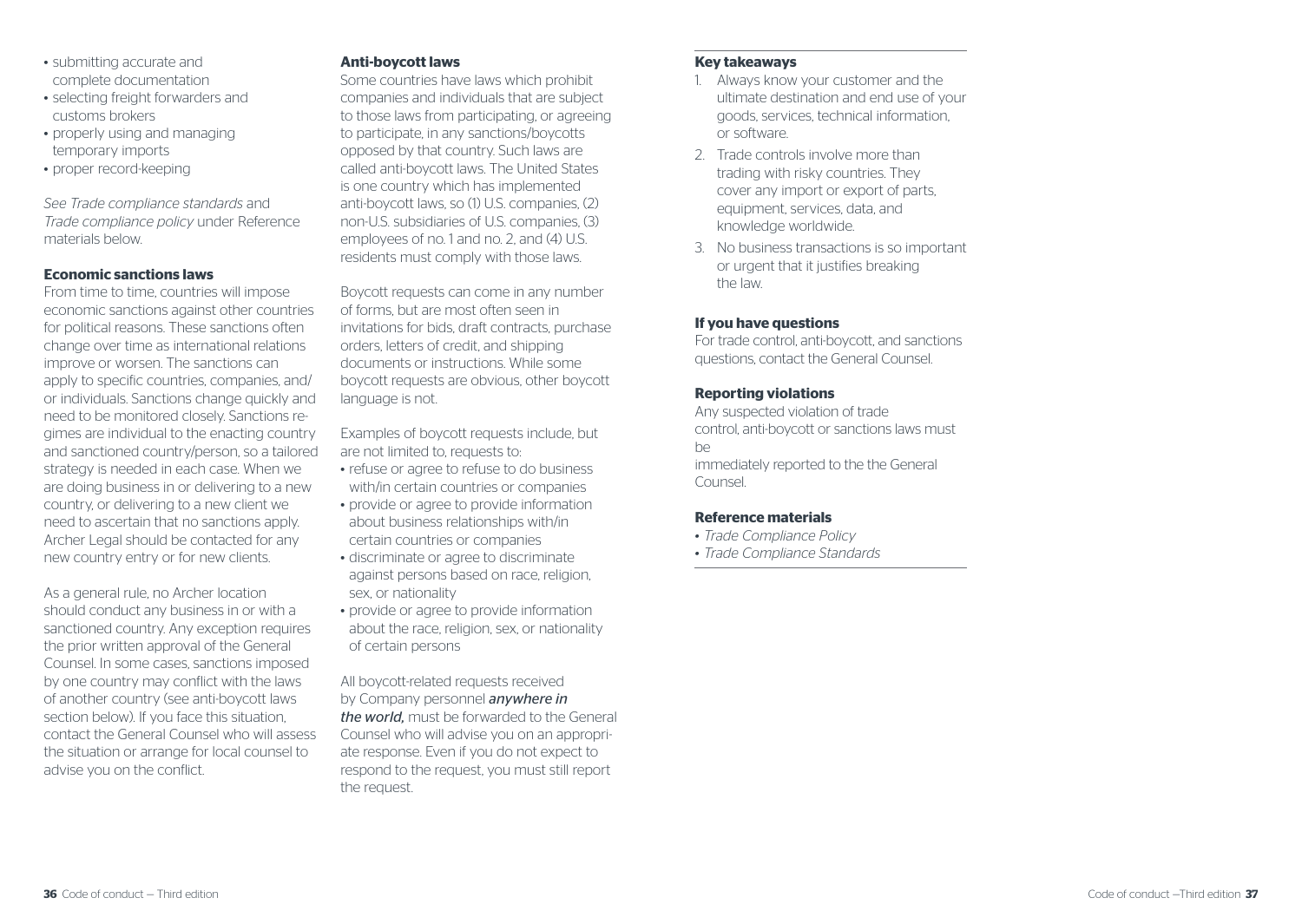- submitting accurate and complete documentation
- selecting freight forwarders and customs brokers
- properly using and managing temporary imports
- proper record-keeping

*See Trade compliance standards* and *Trade compliance policy* under Reference materials below.

**Economic sanctions laws**

From time to time, countries will impose economic sanctions against other countries for political reasons. These sanctions often change over time as international relations improve or worsen. The sanctions can apply to specific countries, companies, and/or individuals. Sanctions change quickly and need to be monitored closely. Sanctions regimes are individual to the enacting country and sanctioned country/person, so a tailored strategy is needed in each case. When we are doing business in or delivering to a new country, or delivering to a new client we need to ascertain that no sanctions apply. Archer Legal should be contacted for any new country entry or for new clients.

As a general rule, no Archer location should conduct any business in or with a sanctioned country. Any exception requires the prior written approval of the General Counsel. In some cases, sanctions imposed by one country may conflict with the laws of another country (see anti-boycott laws section below). If you face this situation, contact the General Counsel who will assess the situation or arrange for local counsel to advise you on the conflict.

**Anti-boycott laws**

Some countries have laws which prohibit companies and individuals that are subject to those laws from participating, or agreeing to participate, in any sanctions/boycotts opposed by that country. Such laws are called anti-boycott laws. The United States is one country which has implemented anti-boycott laws, so (1) U.S. companies, (2) non-U.S. subsidiaries of U.S. companies, (3) employees of no. 1 and no. 2, and (4) U.S. residents must comply with those laws.

Boycott requests can come in any number of forms, but are most often seen in invitations for bids, draft contracts, purchase orders, letters of credit, and shipping documents or instructions. While some boycott requests are obvious, other boycott language is not.

Examples of boycott requests include, but are not limited to, requests to:

- refuse or agree to refuse to do business with/in certain countries or companies
- provide or agree to provide information about business relationships with/in certain countries or companies
- discriminate or agree to discriminate against persons based on race, religion, sex, or nationality
- provide or agree to provide information about the race, religion, sex, or nationality of certain persons

All boycott-related requests received by Company personnel ***anywhere in the world,*** must be forwarded to the General Counsel who will advise you on an appropriate response. Even if you do not expect to respond to the request, you must still report the request.

**Key takeaways**

1. Always know your customer and the ultimate destination and end use of your goods, services, technical information, or software.
2. Trade controls involve more than trading with risky countries. They cover any import or export of parts, equipment, services, data, and knowledge worldwide.
3. No business transactions is so important or urgent that it justifies breaking the law.

**If you have questions**

For trade control, anti-boycott, and sanctions questions, contact the General Counsel.

**Reporting violations**

Any suspected violation of trade control, anti-boycott or sanctions laws must be immediately reported to the the General Counsel.

**Reference materials**

- *Trade Compliance Policy*
- *Trade Compliance Standards*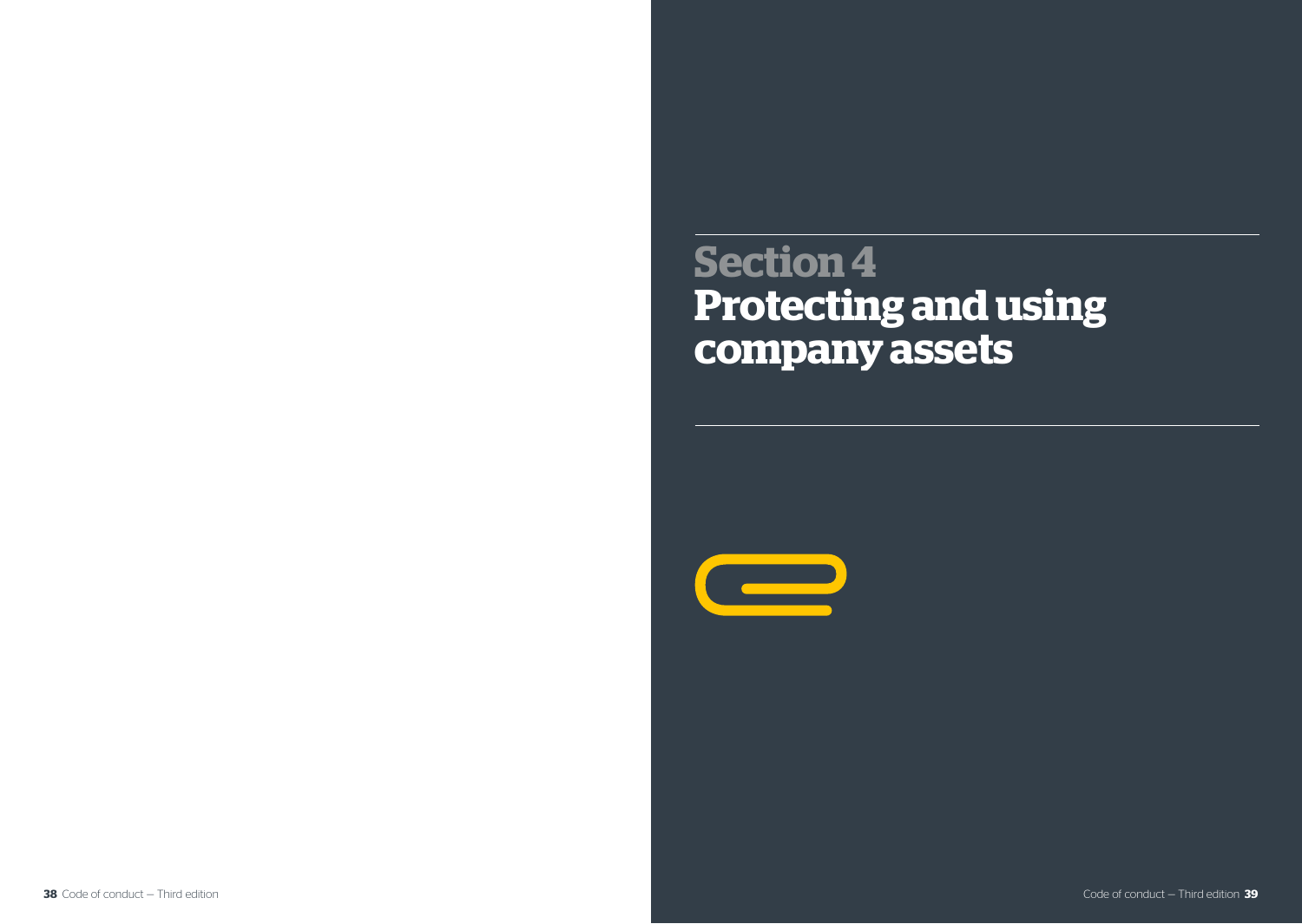# Section 4
# Protecting and using company assets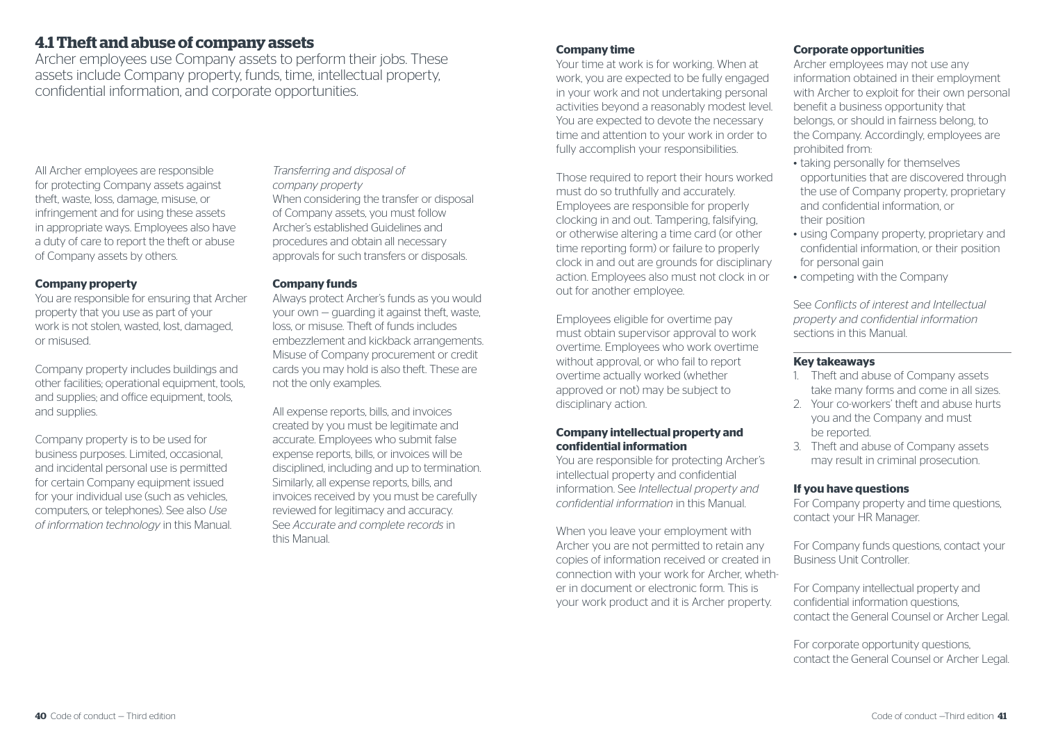## 4.1 Theft and abuse of company assets

Archer employees use Company assets to perform their jobs. These assets include Company property, funds, time, intellectual property, confidential information, and corporate opportunities.

All Archer employees are responsible for protecting Company assets against theft, waste, loss, damage, misuse, or infringement and for using these assets in appropriate ways. Employees also have a duty of care to report the theft or abuse of Company assets by others.

### Company property

You are responsible for ensuring that Archer property that you use as part of your work is not stolen, wasted, lost, damaged, or misused.

Company property includes buildings and other facilities; operational equipment, tools, and supplies; and office equipment, tools, and supplies.

Company property is to be used for business purposes. Limited, occasional, and incidental personal use is permitted for certain Company equipment issued for your individual use (such as vehicles, computers, or telephones). See also *Use of information technology* in this Manual.

*Transferring and disposal of company property*

When considering the transfer or disposal of Company assets, you must follow Archer's established Guidelines and procedures and obtain all necessary approvals for such transfers or disposals.

### Company funds

Always protect Archer's funds as you would your own — guarding it against theft, waste, loss, or misuse. Theft of funds includes embezzlement and kickback arrangements. Misuse of Company procurement or credit cards you may hold is also theft. These are not the only examples.

All expense reports, bills, and invoices created by you must be legitimate and accurate. Employees who submit false expense reports, bills, or invoices will be disciplined, including and up to termination. Similarly, all expense reports, bills, and invoices received by you must be carefully reviewed for legitimacy and accuracy. See *Accurate and complete records* in this Manual.

### Company time

Your time at work is for working. When at work, you are expected to be fully engaged in your work and not undertaking personal activities beyond a reasonably modest level. You are expected to devote the necessary time and attention to your work in order to fully accomplish your responsibilities.

Those required to report their hours worked must do so truthfully and accurately. Employees are responsible for properly clocking in and out. Tampering, falsifying, or otherwise altering a time card (or other time reporting form) or failure to properly clock in and out are grounds for disciplinary action. Employees also must not clock in or out for another employee.

Employees eligible for overtime pay must obtain supervisor approval to work overtime. Employees who work overtime without approval, or who fail to report overtime actually worked (whether approved or not) may be subject to disciplinary action.

### Company intellectual property and confidential information

You are responsible for protecting Archer's intellectual property and confidential information. See *Intellectual property and confidential information* in this Manual.

When you leave your employment with Archer you are not permitted to retain any copies of information received or created in connection with your work for Archer, whether in document or electronic form. This is your work product and it is Archer property.

### Corporate opportunities

Archer employees may not use any information obtained in their employment with Archer to exploit for their own personal benefit a business opportunity that belongs, or should in fairness belong, to the Company. Accordingly, employees are prohibited from:

- taking personally for themselves opportunities that are discovered through the use of Company property, proprietary and confidential information, or their position
- using Company property, proprietary and confidential information, or their position for personal gain
- competing with the Company

See *Conflicts of interest and Intellectual property and confidential information* sections in this Manual.

### Key takeaways

1. Theft and abuse of Company assets take many forms and come in all sizes.
2. Your co-workers' theft and abuse hurts you and the Company and must be reported.
3. Theft and abuse of Company assets may result in criminal prosecution.

### If you have questions

For Company property and time questions, contact your HR Manager.

For Company funds questions, contact your Business Unit Controller.

For Company intellectual property and confidential information questions, contact the General Counsel or Archer Legal.

For corporate opportunity questions, contact the General Counsel or Archer Legal.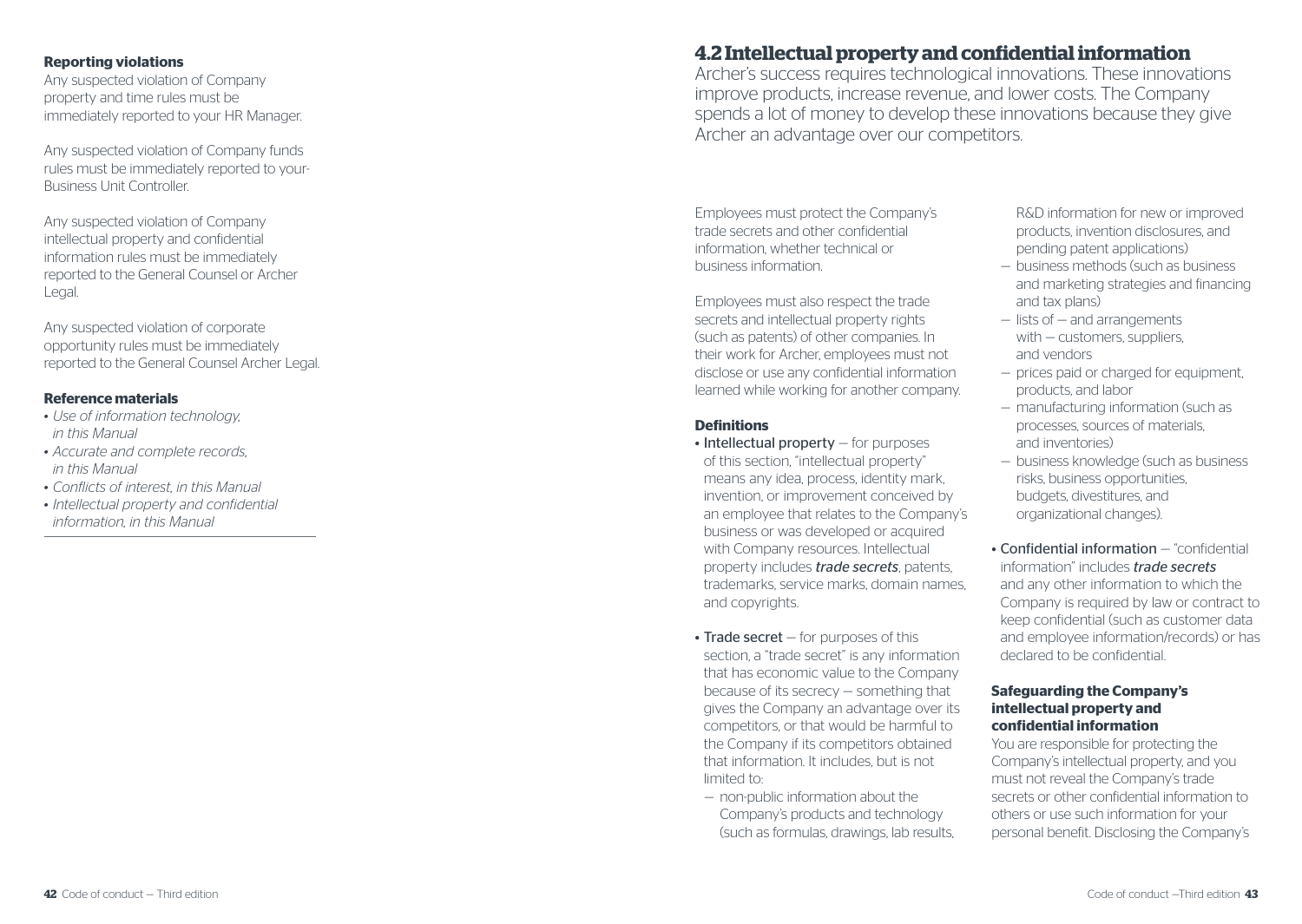### Reporting violations

Any suspected violation of Company property and time rules must be immediately reported to your HR Manager.

Any suspected violation of Company funds rules must be immediately reported to your-Business Unit Controller.

Any suspected violation of Company intellectual property and confidential information rules must be immediately reported to the General Counsel or Archer Legal.

Any suspected violation of corporate opportunity rules must be immediately reported to the General Counsel Archer Legal.

### Reference materials

- *Use of information technology, in this Manual*
- *Accurate and complete records, in this Manual*
- *Conflicts of interest, in this Manual*
- *Intellectual property and confidential information, in this Manual*

## 4.2 Intellectual property and confidential information

Archer's success requires technological innovations. These innovations improve products, increase revenue, and lower costs. The Company spends a lot of money to develop these innovations because they give Archer an advantage over our competitors.

Employees must protect the Company's trade secrets and other confidential information, whether technical or business information.

Employees must also respect the trade secrets and intellectual property rights (such as patents) of other companies. In their work for Archer, employees must not disclose or use any confidential information learned while working for another company.

### Definitions

- Intellectual property — for purposes of this section, "intellectual property" means any idea, process, identity mark, invention, or improvement conceived by an employee that relates to the Company's business or was developed or acquired with Company resources. Intellectual property includes ***trade secrets***, patents, trademarks, service marks, domain names, and copyrights.
- Trade secret — for purposes of this section, a "trade secret" is any information that has economic value to the Company because of its secrecy — something that gives the Company an advantage over its competitors, or that would be harmful to the Company if its competitors obtained that information. It includes, but is not limited to:
  - non-public information about the Company's products and technology (such as formulas, drawings, lab results, R&D information for new or improved products, invention disclosures, and pending patent applications)
  - business methods (such as business and marketing strategies and financing and tax plans)
  - lists of — and arrangements with — customers, suppliers, and vendors
  - prices paid or charged for equipment, products, and labor
  - manufacturing information (such as processes, sources of materials, and inventories)
  - business knowledge (such as business risks, business opportunities, budgets, divestitures, and organizational changes).
- Confidential information — "confidential information" includes *trade secrets* and any other information to which the Company is required by law or contract to keep confidential (such as customer data and employee information/records) or has declared to be confidential.

### Safeguarding the Company's intellectual property and confidential information

You are responsible for protecting the Company's intellectual property, and you must not reveal the Company's trade secrets or other confidential information to others or use such information for your personal benefit. Disclosing the Company's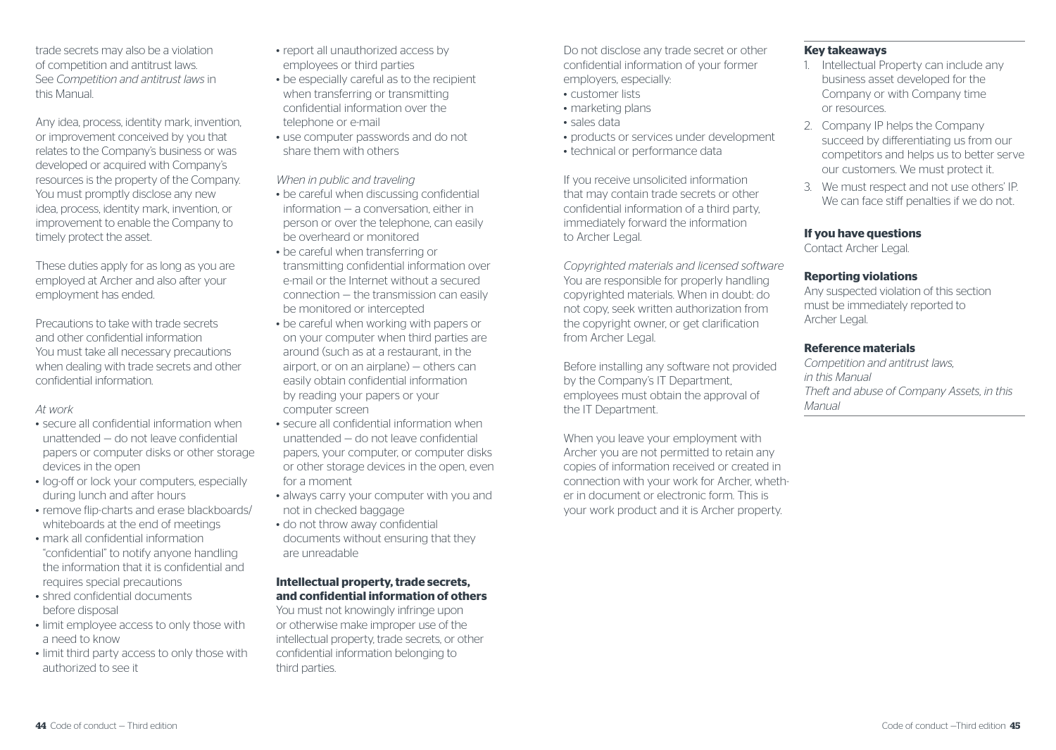trade secrets may also be a violation of competition and antitrust laws. See *Competition and antitrust laws* in this Manual.

Any idea, process, identity mark, invention, or improvement conceived by you that relates to the Company's business or was developed or acquired with Company's resources is the property of the Company. You must promptly disclose any new idea, process, identity mark, invention, or improvement to enable the Company to timely protect the asset.

These duties apply for as long as you are employed at Archer and also after your employment has ended.

Precautions to take with trade secrets and other confidential information
You must take all necessary precautions when dealing with trade secrets and other confidential information.

*At work*

- secure all confidential information when unattended — do not leave confidential papers or computer disks or other storage devices in the open
- log-off or lock your computers, especially during lunch and after hours
- remove flip-charts and erase blackboards/ whiteboards at the end of meetings
- mark all confidential information "confidential" to notify anyone handling the information that it is confidential and requires special precautions
- shred confidential documents before disposal
- limit employee access to only those with a need to know
- limit third party access to only those with authorized to see it
- report all unauthorized access by employees or third parties
- be especially careful as to the recipient when transferring or transmitting confidential information over the telephone or e-mail
- use computer passwords and do not share them with others

*When in public and traveling*

- be careful when discussing confidential information — a conversation, either in person or over the telephone, can easily be overheard or monitored
- be careful when transferring or transmitting confidential information over e-mail or the Internet without a secured connection — the transmission can easily be monitored or intercepted
- be careful when working with papers or on your computer when third parties are around (such as at a restaurant, in the airport, or on an airplane) — others can easily obtain confidential information by reading your papers or your computer screen
- secure all confidential information when unattended — do not leave confidential papers, your computer, or computer disks or other storage devices in the open, even for a moment
- always carry your computer with you and not in checked baggage
- do not throw away confidential documents without ensuring that they are unreadable

**Intellectual property, trade secrets, and confidential information of others**

You must not knowingly infringe upon or otherwise make improper use of the intellectual property, trade secrets, or other confidential information belonging to third parties.

Do not disclose any trade secret or other confidential information of your former employers, especially:

- customer lists
- marketing plans
- sales data
- products or services under development
- technical or performance data

If you receive unsolicited information that may contain trade secrets or other confidential information of a third party, immediately forward the information to Archer Legal.

*Copyrighted materials and licensed software*
You are responsible for properly handling copyrighted materials. When in doubt: do not copy, seek written authorization from the copyright owner, or get clarification from Archer Legal.

Before installing any software not provided by the Company's IT Department, employees must obtain the approval of the IT Department.

When you leave your employment with Archer you are not permitted to retain any copies of information received or created in connection with your work for Archer, whether in document or electronic form. This is your work product and it is Archer property.

**Key takeaways**

1. Intellectual Property can include any business asset developed for the Company or with Company time or resources.
2. Company IP helps the Company succeed by differentiating us from our competitors and helps us to better serve our customers. We must protect it.
3. We must respect and not use others' IP. We can face stiff penalties if we do not.

**If you have questions**

Contact Archer Legal.

**Reporting violations**

Any suspected violation of this section must be immediately reported to Archer Legal.

**Reference materials**

*Competition and antitrust laws, in this Manual*
*Theft and abuse of Company Assets, in this Manual*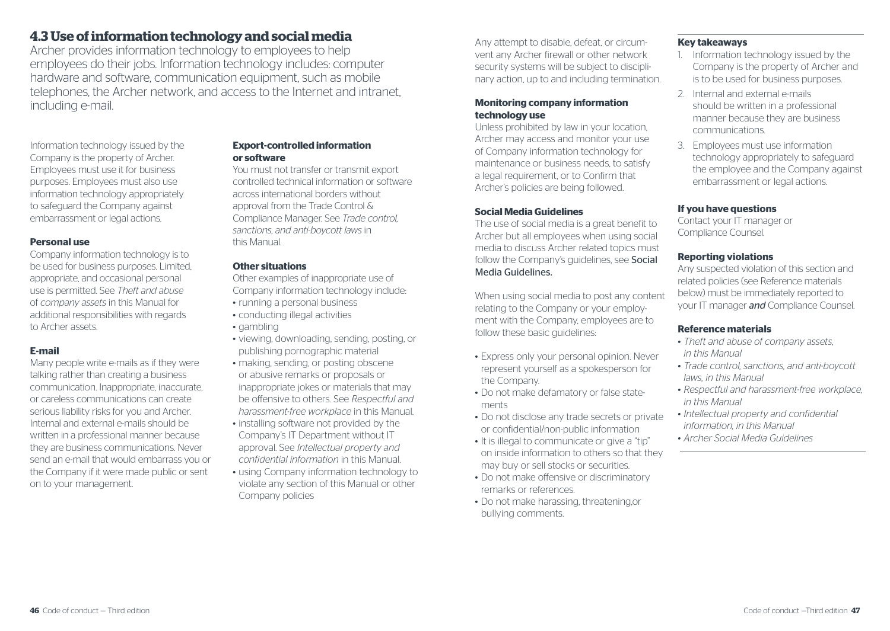## 4.3 Use of information technology and social media

Archer provides information technology to employees to help employees do their jobs. Information technology includes: computer hardware and software, communication equipment, such as mobile telephones, the Archer network, and access to the Internet and intranet, including e-mail.

Information technology issued by the Company is the property of Archer. Employees must use it for business purposes. Employees must also use information technology appropriately to safeguard the Company against embarrassment or legal actions.

**Personal use**

Company information technology is to be used for business purposes. Limited, appropriate, and occasional personal use is permitted. See *Theft and abuse of company assets* in this Manual for additional responsibilities with regards to Archer assets.

**E-mail**

Many people write e-mails as if they were talking rather than creating a business communication. Inappropriate, inaccurate, or careless communications can create serious liability risks for you and Archer. Internal and external e-mails should be written in a professional manner because they are business communications. Never send an e-mail that would embarrass you or the Company if it were made public or sent on to your management.

**Export-controlled information or software**

You must not transfer or transmit export controlled technical information or software across international borders without approval from the Trade Control & Compliance Manager. See *Trade control, sanctions, and anti-boycott laws* in this Manual.

**Other situations**

Other examples of inappropriate use of Company information technology include:

- running a personal business
- conducting illegal activities
- gambling
- viewing, downloading, sending, posting, or publishing pornographic material
- making, sending, or posting obscene or abusive remarks or proposals or inappropriate jokes or materials that may be offensive to others. See *Respectful and harassment-free workplace* in this Manual.
- installing software not provided by the Company's IT Department without IT approval. See *Intellectual property and confidential information* in this Manual.
- using Company information technology to violate any section of this Manual or other Company policies

Any attempt to disable, defeat, or circumvent any Archer firewall or other network security systems will be subject to disciplinary action, up to and including termination.

**Monitoring company information technology use**

Unless prohibited by law in your location, Archer may access and monitor your use of Company information technology for maintenance or business needs, to satisfy a legal requirement, or to Confirm that Archer's policies are being followed.

**Social Media Guidelines**

The use of social media is a great benefit to Archer but all employees when using social media to discuss Archer related topics must follow the Company's guidelines, see Social Media Guidelines.

When using social media to post any content relating to the Company or your employment with the Company, employees are to follow these basic guidelines:

- Express only your personal opinion. Never represent yourself as a spokesperson for the Company.
- Do not make defamatory or false statements
- Do not disclose any trade secrets or private or confidential/non-public information
- It is illegal to communicate or give a "tip" on inside information to others so that they may buy or sell stocks or securities.
- Do not make offensive or discriminatory remarks or references.
- Do not make harassing, threatening,or bullying comments.

**Key takeaways**

1. Information technology issued by the Company is the property of Archer and is to be used for business purposes.
2. Internal and external e-mails should be written in a professional manner because they are business communications.
3. Employees must use information technology appropriately to safeguard the employee and the Company against embarrassment or legal actions.

**If you have questions**

Contact your IT manager or Compliance Counsel.

**Reporting violations**

Any suspected violation of this section and related policies (see Reference materials below) must be immediately reported to your IT manager ***and*** Compliance Counsel.

**Reference materials**

- *Theft and abuse of company assets, in this Manual*
- *Trade control, sanctions, and anti-boycott laws, in this Manual*
- *Respectful and harassment-free workplace, in this Manual*
- *Intellectual property and confidential information, in this Manual*
- *Archer Social Media Guidelines*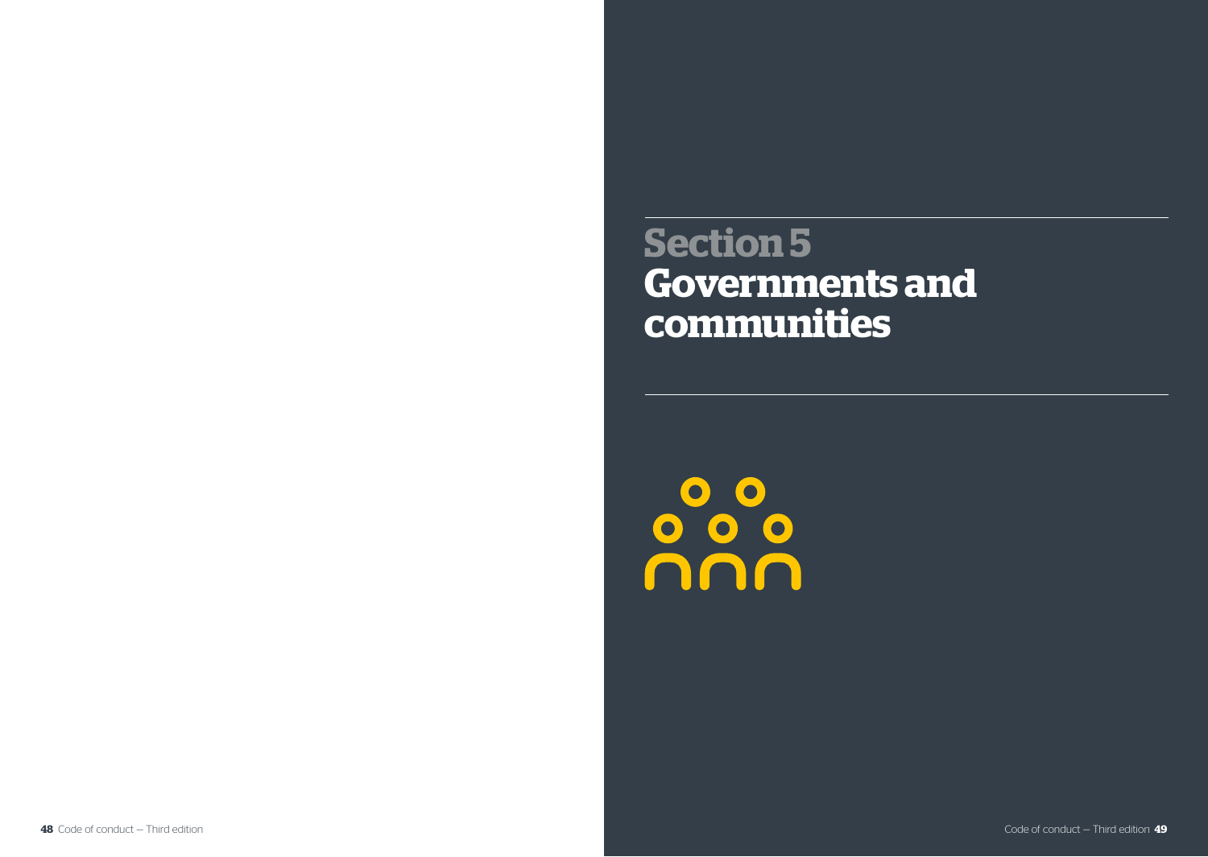# Section 5
## Governments and communities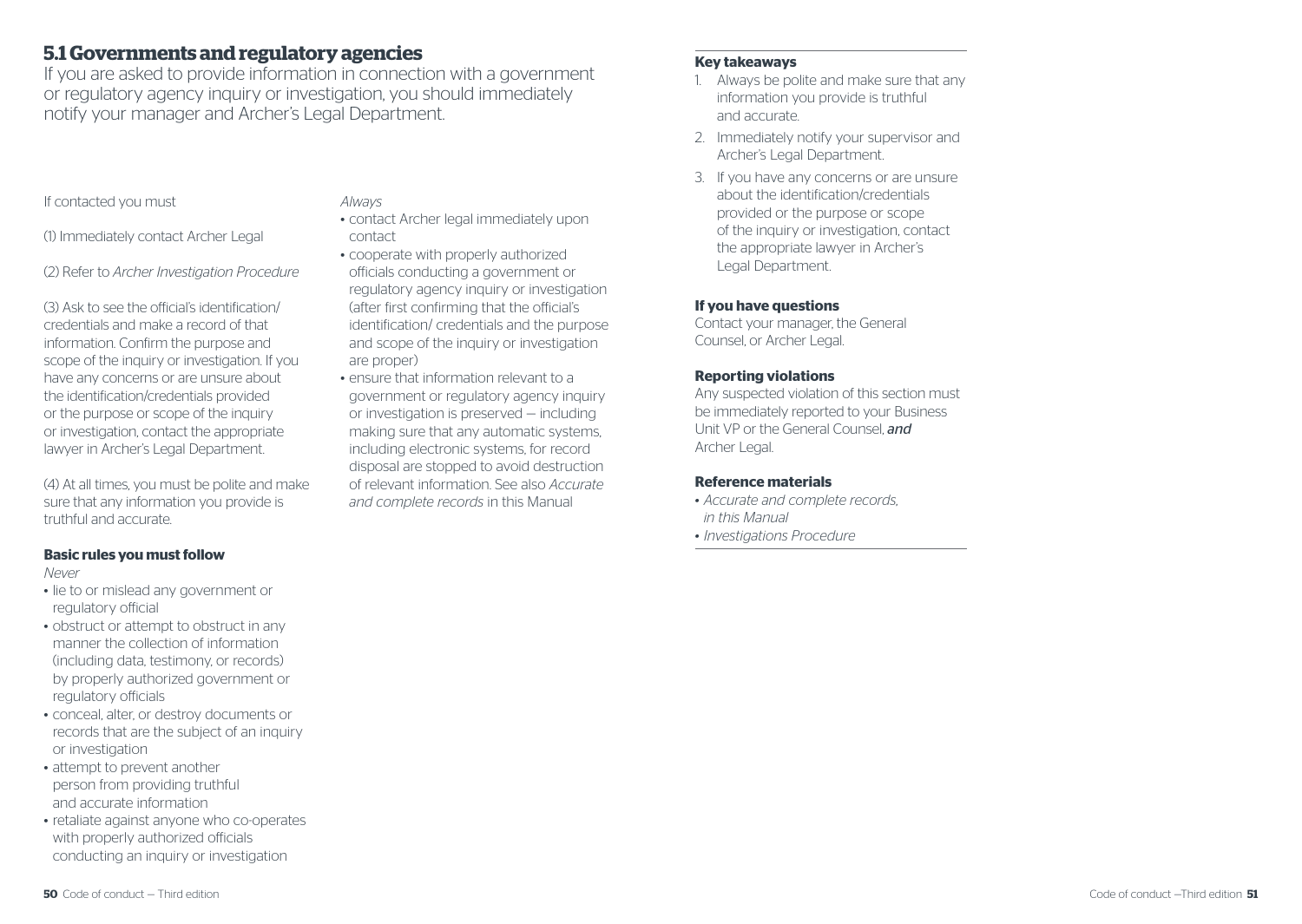## 5.1 Governments and regulatory agencies

If you are asked to provide information in connection with a government or regulatory agency inquiry or investigation, you should immediately notify your manager and Archer's Legal Department.

If contacted you must

(1) Immediately contact Archer Legal

(2) Refer to *Archer Investigation Procedure*

(3) Ask to see the official's identification/ credentials and make a record of that information. Confirm the purpose and scope of the inquiry or investigation. If you have any concerns or are unsure about the identification/credentials provided or the purpose or scope of the inquiry or investigation, contact the appropriate lawyer in Archer's Legal Department.

(4) At all times, you must be polite and make sure that any information you provide is truthful and accurate.

### Basic rules you must follow

*Never*

- lie to or mislead any government or regulatory official
- obstruct or attempt to obstruct in any manner the collection of information (including data, testimony, or records) by properly authorized government or regulatory officials
- conceal, alter, or destroy documents or records that are the subject of an inquiry or investigation
- attempt to prevent another person from providing truthful and accurate information
- retaliate against anyone who co-operates with properly authorized officials conducting an inquiry or investigation

*Always*

- contact Archer legal immediately upon contact
- cooperate with properly authorized officials conducting a government or regulatory agency inquiry or investigation (after first confirming that the official's identification/ credentials and the purpose and scope of the inquiry or investigation are proper)
- ensure that information relevant to a government or regulatory agency inquiry or investigation is preserved – including making sure that any automatic systems, including electronic systems, for record disposal are stopped to avoid destruction of relevant information. See also *Accurate and complete records* in this Manual

### Key takeaways

1. Always be polite and make sure that any information you provide is truthful and accurate.
2. Immediately notify your supervisor and Archer's Legal Department.
3. If you have any concerns or are unsure about the identification/credentials provided or the purpose or scope of the inquiry or investigation, contact the appropriate lawyer in Archer's Legal Department.

### If you have questions

Contact your manager, the General Counsel, or Archer Legal.

### Reporting violations

Any suspected violation of this section must be immediately reported to your Business Unit VP or the General Counsel, ***and*** Archer Legal.

### Reference materials

- *Accurate and complete records, in this Manual*
- *Investigations Procedure*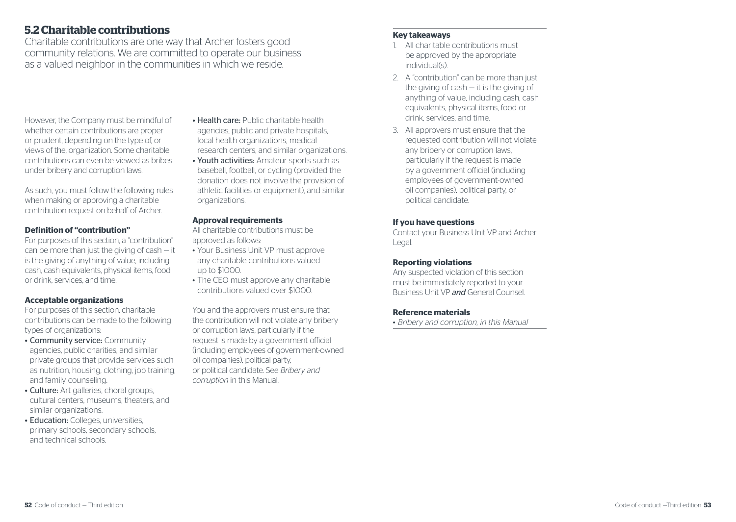## 5.2 Charitable contributions

Charitable contributions are one way that Archer fosters good community relations. We are committed to operate our business as a valued neighbor in the communities in which we reside.

However, the Company must be mindful of whether certain contributions are proper or prudent, depending on the type of, or views of the, organization. Some charitable contributions can even be viewed as bribes under bribery and corruption laws.

As such, you must follow the following rules when making or approving a charitable contribution request on behalf of Archer.

### Definition of "contribution"

For purposes of this section, a "contribution" can be more than just the giving of cash — it is the giving of anything of value, including cash, cash equivalents, physical items, food or drink, services, and time.

### Acceptable organizations

For purposes of this section, charitable contributions can be made to the following types of organizations:

- **Community service:** Community agencies, public charities, and similar private groups that provide services such as nutrition, housing, clothing, job training, and family counseling.
- **Culture:** Art galleries, choral groups, cultural centers, museums, theaters, and similar organizations.
- **Education:** Colleges, universities, primary schools, secondary schools, and technical schools.
- **Health care:** Public charitable health agencies, public and private hospitals, local health organizations, medical research centers, and similar organizations.
- **Youth activities:** Amateur sports such as baseball, football, or cycling (provided the donation does not involve the provision of athletic facilities or equipment), and similar organizations.

### Approval requirements

All charitable contributions must be approved as follows:

- Your Business Unit VP must approve any charitable contributions valued up to $1000.
- The CEO must approve any charitable contributions valued over $1000.

You and the approvers must ensure that the contribution will not violate any bribery or corruption laws, particularly if the request is made by a government official (including employees of government-owned oil companies), political party, or political candidate. See *Bribery and corruption* in this Manual.

### Key takeaways

1. All charitable contributions must be approved by the appropriate individual(s).
2. A "contribution" can be more than just the giving of cash — it is the giving of anything of value, including cash, cash equivalents, physical items, food or drink, services, and time.
3. All approvers must ensure that the requested contribution will not violate any bribery or corruption laws, particularly if the request is made by a government official (including employees of government-owned oil companies), political party, or political candidate.

### If you have questions

Contact your Business Unit VP and Archer Legal.

### Reporting violations

Any suspected violation of this section must be immediately reported to your Business Unit VP ***and*** General Counsel.

### Reference materials

- *Bribery and corruption, in this Manual*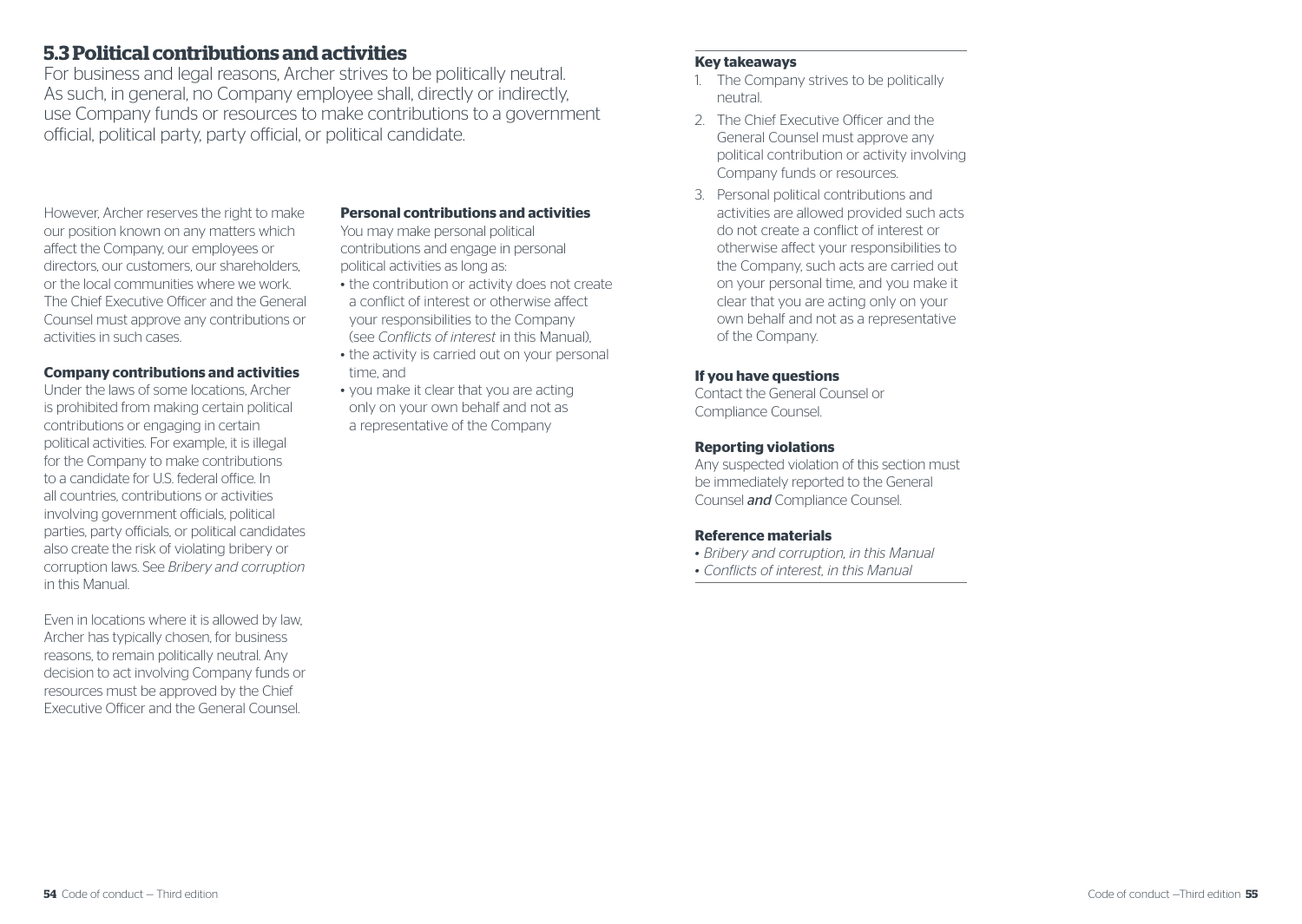## 5.3 Political contributions and activities

For business and legal reasons, Archer strives to be politically neutral. As such, in general, no Company employee shall, directly or indirectly, use Company funds or resources to make contributions to a government official, political party, party official, or political candidate.

However, Archer reserves the right to make our position known on any matters which affect the Company, our employees or directors, our customers, our shareholders, or the local communities where we work. The Chief Executive Officer and the General Counsel must approve any contributions or activities in such cases.

**Company contributions and activities**

Under the laws of some locations, Archer is prohibited from making certain political contributions or engaging in certain political activities. For example, it is illegal for the Company to make contributions to a candidate for U.S. federal office. In all countries, contributions or activities involving government officials, political parties, party officials, or political candidates also create the risk of violating bribery or corruption laws. See *Bribery and corruption* in this Manual.

Even in locations where it is allowed by law, Archer has typically chosen, for business reasons, to remain politically neutral. Any decision to act involving Company funds or resources must be approved by the Chief Executive Officer and the General Counsel.

**Personal contributions and activities**

You may make personal political contributions and engage in personal political activities as long as:

- the contribution or activity does not create a conflict of interest or otherwise affect your responsibilities to the Company (see *Conflicts of interest* in this Manual),
- the activity is carried out on your personal time, and
- you make it clear that you are acting only on your own behalf and not as a representative of the Company

**Key takeaways**

1. The Company strives to be politically neutral.
2. The Chief Executive Officer and the General Counsel must approve any political contribution or activity involving Company funds or resources.
3. Personal political contributions and activities are allowed provided such acts do not create a conflict of interest or otherwise affect your responsibilities to the Company, such acts are carried out on your personal time, and you make it clear that you are acting only on your own behalf and not as a representative of the Company.

**If you have questions**

Contact the General Counsel or Compliance Counsel.

**Reporting violations**

Any suspected violation of this section must be immediately reported to the General Counsel ***and*** Compliance Counsel.

**Reference materials**

- *Bribery and corruption, in this Manual*
- *Conflicts of interest, in this Manual*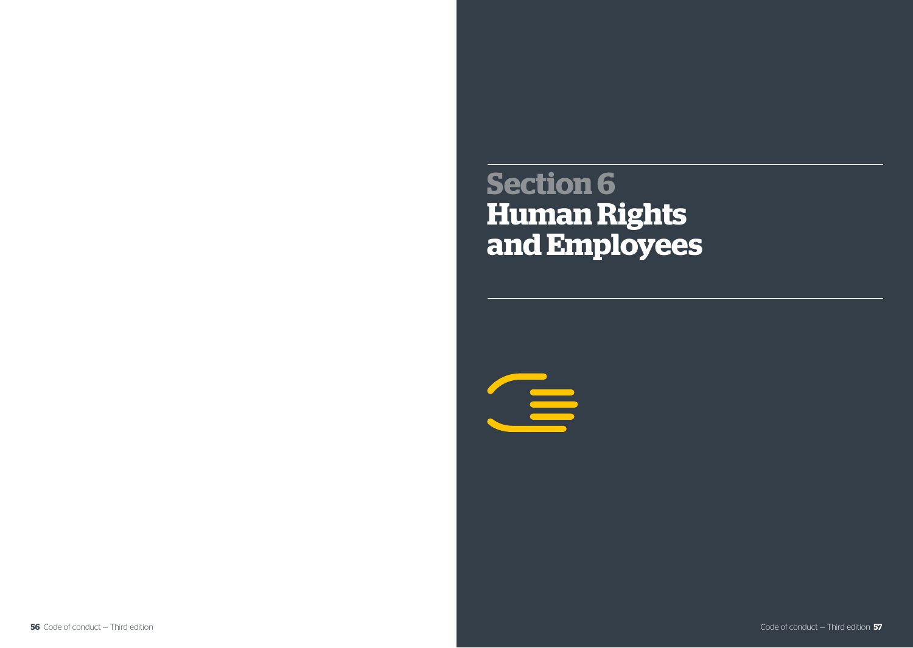# Section 6
# Human Rights and Employees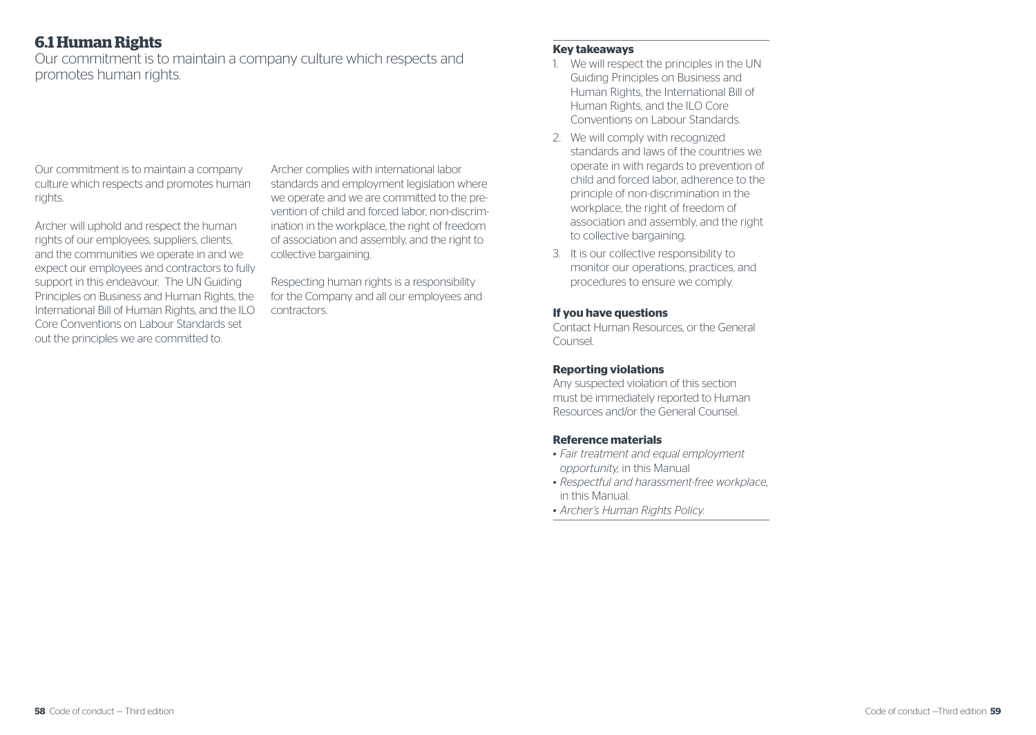## 6.1 Human Rights

Our commitment is to maintain a company culture which respects and promotes human rights.

Our commitment is to maintain a company culture which respects and promotes human rights.

Archer will uphold and respect the human rights of our employees, suppliers, clients, and the communities we operate in and we expect our employees and contractors to fully support in this endeavour. The UN Guiding Principles on Business and Human Rights, the International Bill of Human Rights, and the ILO Core Conventions on Labour Standards set out the principles we are committed to.

Archer complies with international labor standards and employment legislation where we operate and we are committed to the prevention of child and forced labor, non-discrimination in the workplace, the right of freedom of association and assembly, and the right to collective bargaining.

Respecting human rights is a responsibility for the Company and all our employees and contractors.

**Key takeaways**

1. We will respect the principles in the UN Guiding Principles on Business and Human Rights, the International Bill of Human Rights, and the ILO Core Conventions on Labour Standards.
2. We will comply with recognized standards and laws of the countries we operate in with regards to prevention of child and forced labor, adherence to the principle of non-discrimination in the workplace, the right of freedom of association and assembly, and the right to collective bargaining.
3. It is our collective responsibility to monitor our operations, practices, and procedures to ensure we comply.

**If you have questions**

Contact Human Resources, or the General Counsel.

**Reporting violations**

Any suspected violation of this section must be immediately reported to Human Resources and/or the General Counsel.

**Reference materials**

- *Fair treatment and equal employment opportunity,* in this Manual
- *Respectful and harassment-free workplace*, in this Manual.
- *Archer's Human Rights Policy.*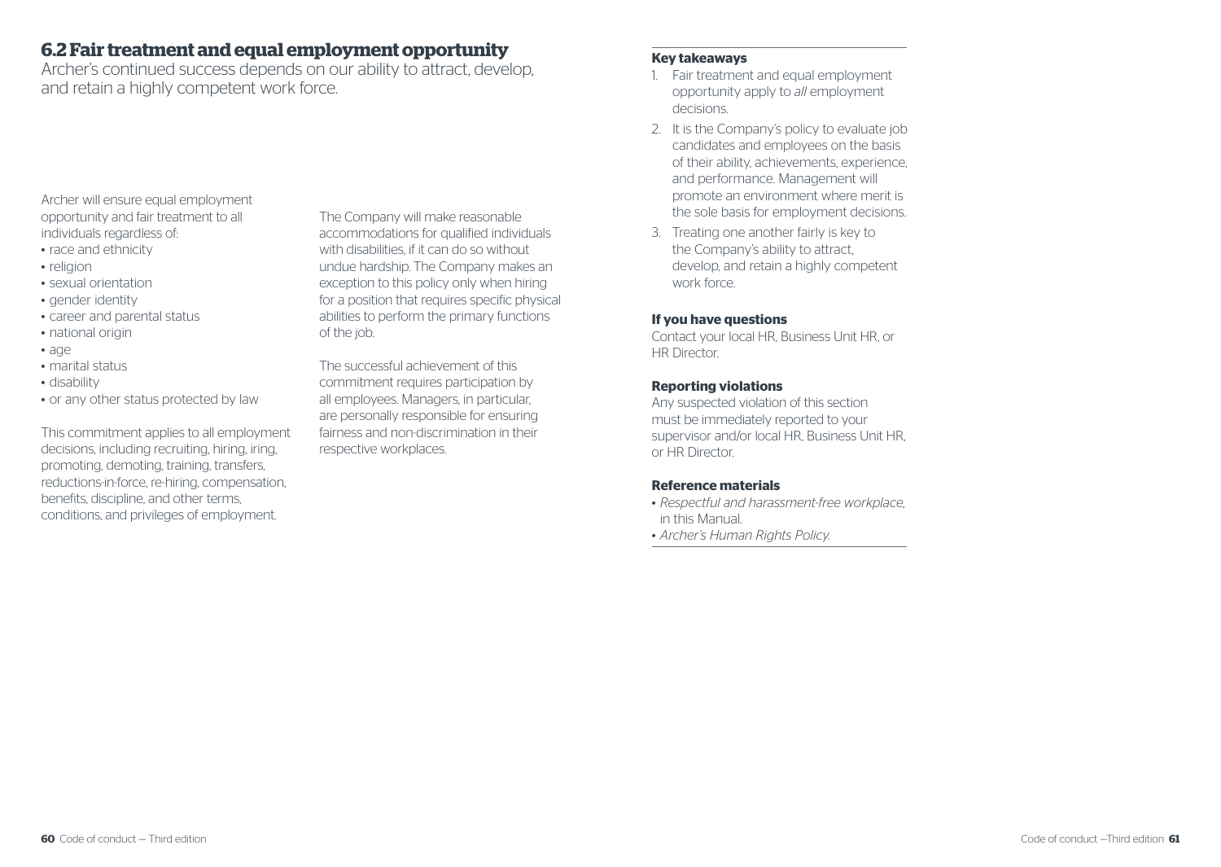## 6.2 Fair treatment and equal employment opportunity

Archer's continued success depends on our ability to attract, develop, and retain a highly competent work force.

Archer will ensure equal employment opportunity and fair treatment to all individuals regardless of:

- race and ethnicity
- religion
- sexual orientation
- gender identity
- career and parental status
- national origin
- age
- marital status
- disability
- or any other status protected by law

This commitment applies to all employment decisions, including recruiting, hiring, iring, promoting, demoting, training, transfers, reductions-in-force, re-hiring, compensation, benefits, discipline, and other terms, conditions, and privileges of employment.

The Company will make reasonable accommodations for qualified individuals with disabilities, if it can do so without undue hardship. The Company makes an exception to this policy only when hiring for a position that requires specific physical abilities to perform the primary functions of the job.

The successful achievement of this commitment requires participation by all employees. Managers, in particular, are personally responsible for ensuring fairness and non-discrimination in their respective workplaces.

**Key takeaways**

1. Fair treatment and equal employment opportunity apply to *all* employment decisions.
2. It is the Company's policy to evaluate job candidates and employees on the basis of their ability, achievements, experience, and performance. Management will promote an environment where merit is the sole basis for employment decisions.
3. Treating one another fairly is key to the Company's ability to attract, develop, and retain a highly competent work force.

**If you have questions**

Contact your local HR, Business Unit HR, or HR Director.

**Reporting violations**

Any suspected violation of this section must be immediately reported to your supervisor and/or local HR, Business Unit HR, or HR Director.

**Reference materials**

- *Respectful and harassment-free workplace*, in this Manual.
- *Archer's Human Rights Policy.*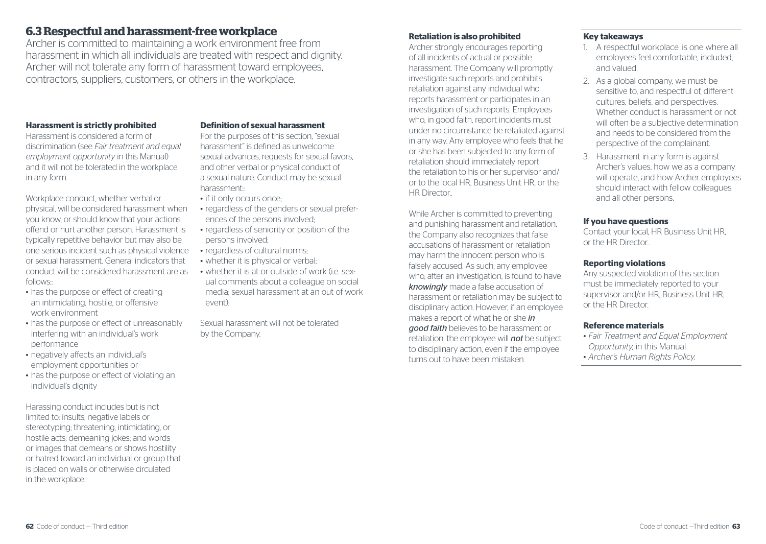## 6.3 Respectful and harassment-free workplace

Archer is committed to maintaining a work environment free from harassment in which all individuals are treated with respect and dignity. Archer will not tolerate any form of harassment toward employees, contractors, suppliers, customers, or others in the workplace.

### Harassment is strictly prohibited

Harassment is considered a form of discrimination (see *Fair treatment and equal employment opportunity* in this Manual) and it will not be tolerated in the workplace in any form.

Workplace conduct, whether verbal or physical, will be considered harassment when you know, or should know that your actions offend or hurt another person. Harassment is typically repetitive behavior but may also be one serious incident such as physical violence or sexual harassment. General indicators that conduct will be considered harassment are as follows::

- has the purpose or effect of creating an intimidating, hostile, or offensive work environment
- has the purpose or effect of unreasonably interfering with an individual's work performance
- negatively affects an individual's employment opportunities or
- has the purpose or effect of violating an individual's dignity

Harassing conduct includes but is not limited to: insults; negative labels or stereotyping; threatening, intimidating, or hostile acts; demeaning jokes; and words or images that demeans or shows hostility or hatred toward an individual or group that is placed on walls or otherwise circulated in the workplace.

### Definition of sexual harassment

For the purposes of this section, "sexual harassment" is defined as unwelcome sexual advances, requests for sexual favors, and other verbal or physical conduct of a sexual nature. Conduct may be sexual harassment::

- if it only occurs once;
- regardless of the genders or sexual preferences of the persons involved;
- regardless of seniority or position of the persons involved;
- regardless of cultural norms;
- whether it is physical or verbal;
- whether it is at or outside of work (i.e. sexual comments about a colleague on social media; sexual harassment at an out of work event);

Sexual harassment will not be tolerated by the Company.

### Retaliation is also prohibited

Archer strongly encourages reporting of all incidents of actual or possible harassment. The Company will promptly investigate such reports and prohibits retaliation against any individual who reports harassment or participates in an investigation of such reports. Employees who, in good faith, report incidents must under no circumstance be retaliated against in any way. Any employee who feels that he or she has been subjected to any form of retaliation should immediately report the retaliation to his or her supervisor and/or to the local HR, Business Unit HR, or the HR Director..

While Archer is committed to preventing and punishing harassment and retaliation, the Company also recognizes that false accusations of harassment or retaliation may harm the innocent person who is falsely accused. As such, any employee who, after an investigation, is found to have ***knowingly*** made a false accusation of harassment or retaliation may be subject to disciplinary action. However, if an employee makes a report of what he or she ***in good faith*** believes to be harassment or retaliation, the employee will ***not*** be subject to disciplinary action, even if the employee turns out to have been mistaken.

### Key takeaways

1. A respectful workplace is one where all employees feel comfortable, included, and valued.
2. As a global company, we must be sensitive to, and respectful of, different cultures, beliefs, and perspectives. Whether conduct is harassment or not will often be a subjective determination and needs to be considered from the perspective of the complainant.
3. Harassment in any form is against Archer's values, how we as a company will operate, and how Archer employees should interact with fellow colleagues and all other persons.

### If you have questions

Contact your local, HR Business Unit HR, or the HR Director..

### Reporting violations

Any suspected violation of this section must be immediately reported to your supervisor and/or HR, Business Unit HR, or the HR Director.

### Reference materials

- *Fair Treatment and Equal Employment Opportunity*, in this Manual
- *Archer's Human Rights Policy.*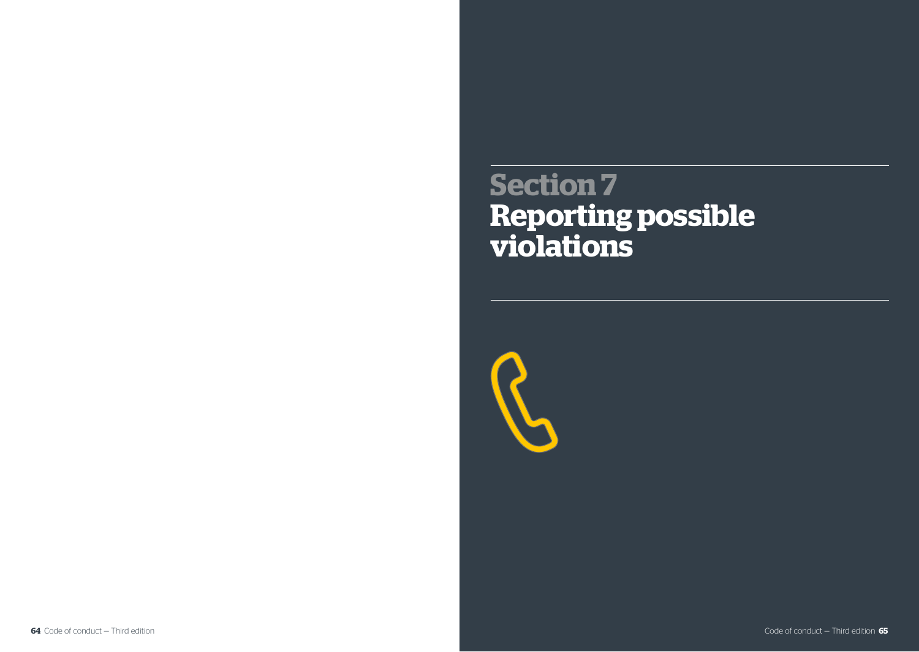# Section 7
# Reporting possible violations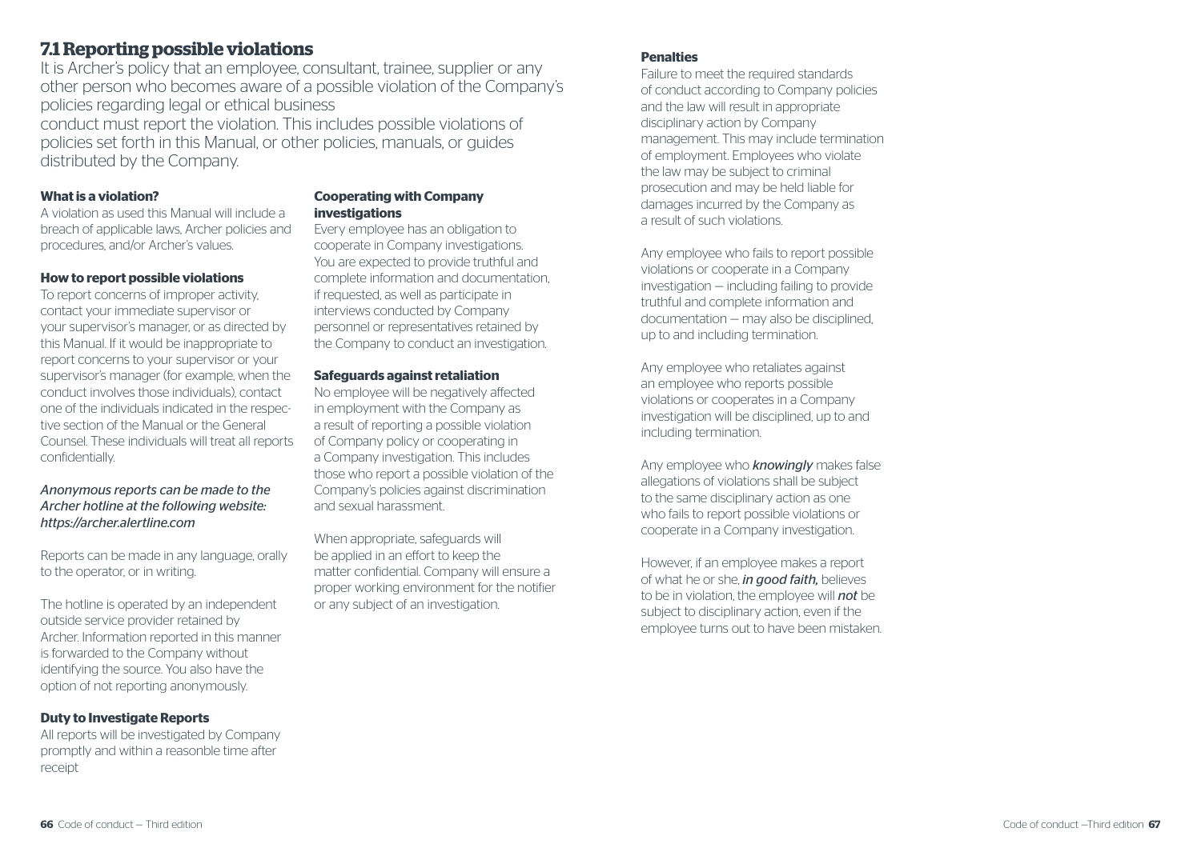## 7.1 Reporting possible violations

It is Archer's policy that an employee, consultant, trainee, supplier or any other person who becomes aware of a possible violation of the Company's policies regarding legal or ethical business conduct must report the violation. This includes possible violations of policies set forth in this Manual, or other policies, manuals, or guides distributed by the Company.

#### What is a violation?

A violation as used this Manual will include a breach of applicable laws, Archer policies and procedures, and/or Archer's values.

#### How to report possible violations

To report concerns of improper activity, contact your immediate supervisor or your supervisor's manager, or as directed by this Manual. If it would be inappropriate to report concerns to your supervisor or your supervisor's manager (for example, when the conduct involves those individuals), contact one of the individuals indicated in the respective section of the Manual or the General Counsel. These individuals will treat all reports confidentially.

*Anonymous reports can be made to the Archer hotline at the following website: https://archer.alertline.com*

Reports can be made in any language, orally to the operator, or in writing.

The hotline is operated by an independent outside service provider retained by Archer. Information reported in this manner is forwarded to the Company without identifying the source. You also have the option of not reporting anonymously.

#### Duty to Investigate Reports

All reports will be investigated by Company promptly and within a reasonble time after receipt

#### Cooperating with Company investigations

Every employee has an obligation to cooperate in Company investigations. You are expected to provide truthful and complete information and documentation, if requested, as well as participate in interviews conducted by Company personnel or representatives retained by the Company to conduct an investigation.

#### Safeguards against retaliation

No employee will be negatively affected in employment with the Company as a result of reporting a possible violation of Company policy or cooperating in a Company investigation. This includes those who report a possible violation of the Company's policies against discrimination and sexual harassment.

When appropriate, safeguards will be applied in an effort to keep the matter confidential. Company will ensure a proper working environment for the notifier or any subject of an investigation.

#### Penalties

Failure to meet the required standards of conduct according to Company policies and the law will result in appropriate disciplinary action by Company management. This may include termination of employment. Employees who violate the law may be subject to criminal prosecution and may be held liable for damages incurred by the Company as a result of such violations.

Any employee who fails to report possible violations or cooperate in a Company investigation — including failing to provide truthful and complete information and documentation — may also be disciplined, up to and including termination.

Any employee who retaliates against an employee who reports possible violations or cooperates in a Company investigation will be disciplined, up to and including termination.

Any employee who ***knowingly*** makes false allegations of violations shall be subject to the same disciplinary action as one who fails to report possible violations or cooperate in a Company investigation.

However, if an employee makes a report of what he or she, ***in good faith,*** believes to be in violation, the employee will ***not*** be subject to disciplinary action, even if the employee turns out to have been mistaken.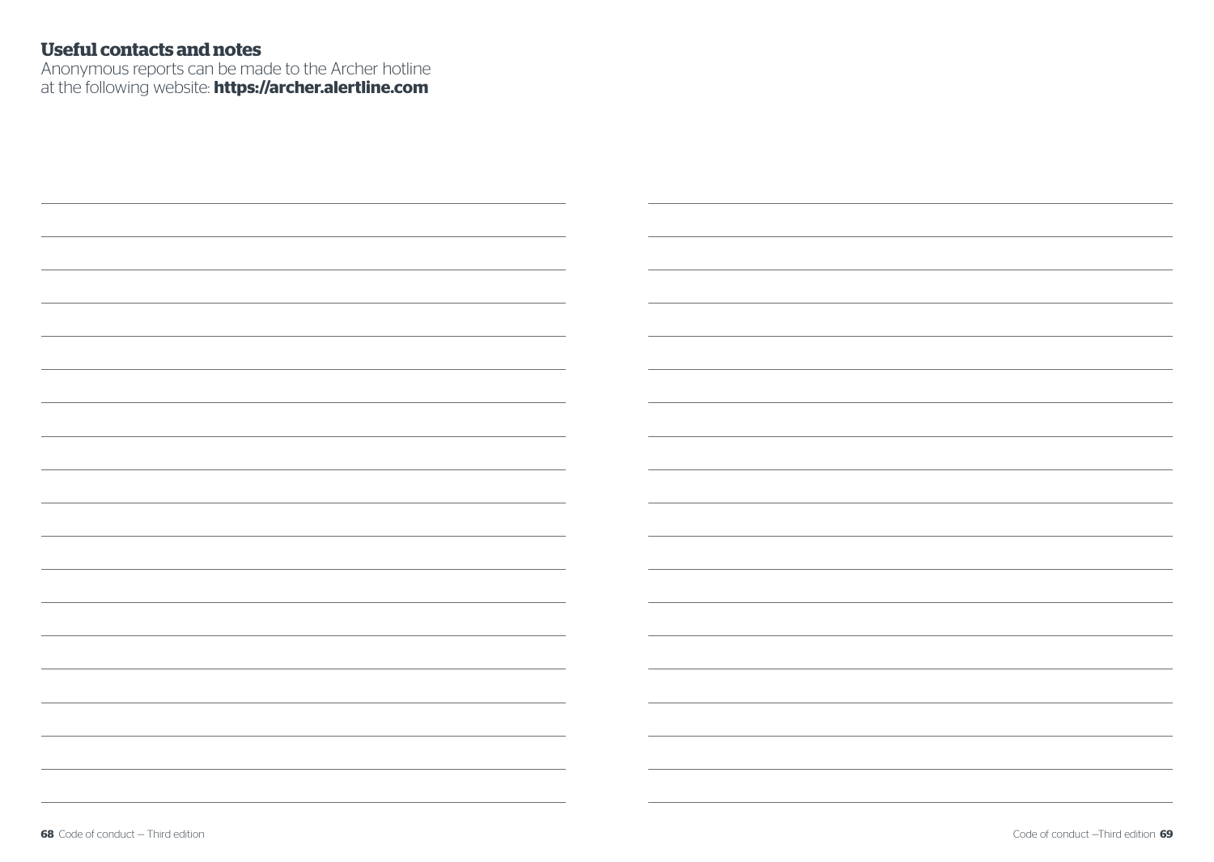## Useful contacts and notes

Anonymous reports can be made to the Archer hotline at the following website: **https://archer.alertline.com**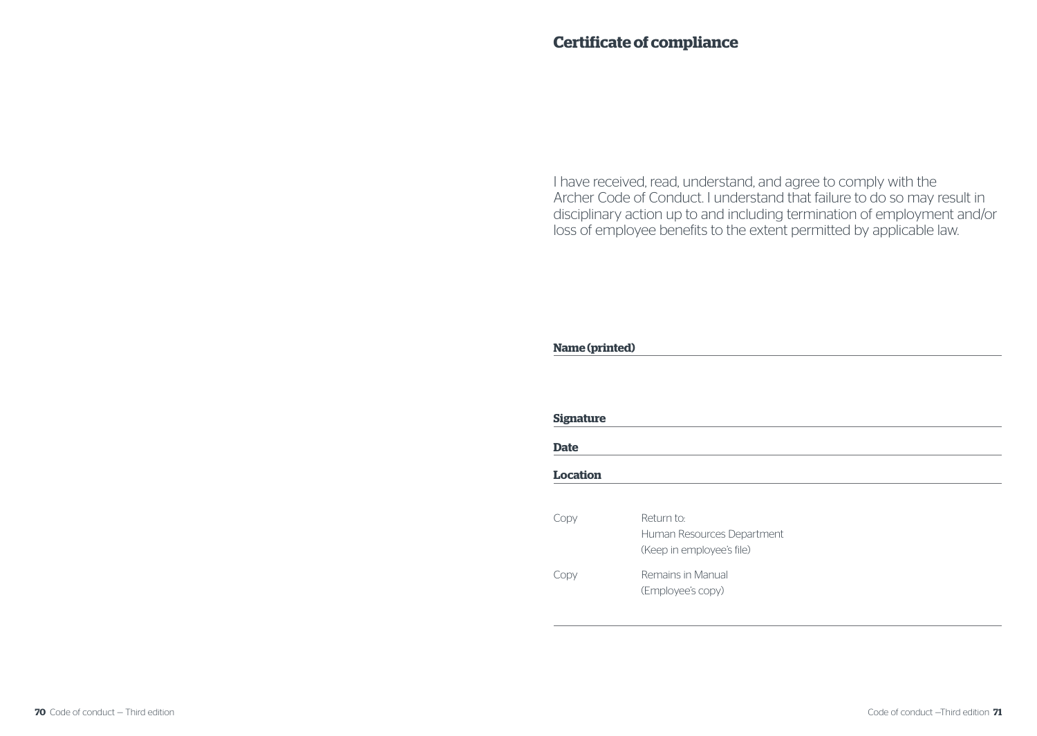## Certificate of compliance

I have received, read, understand, and agree to comply with the Archer Code of Conduct. I understand that failure to do so may result in disciplinary action up to and including termination of employment and/or loss of employee benefits to the extent permitted by applicable law.

**Name (printed)** ______________________________

**Signature** ______________________________

**Date** ______________________________

**Location** ______________________________

| | |
|---|---|
| Copy | Return to:<br>Human Resources Department<br>(Keep in employee's file) |
| Copy | Remains in Manual<br>(Employee's copy) |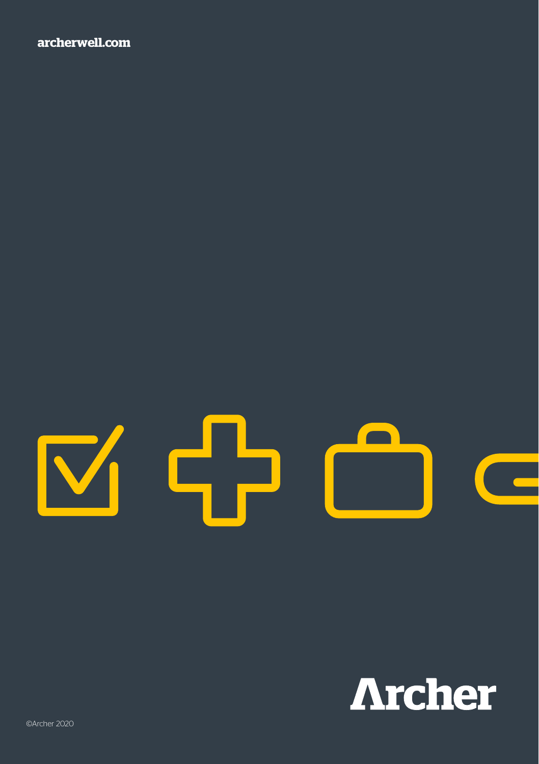archerwell.com

Archer

©Archer 2020